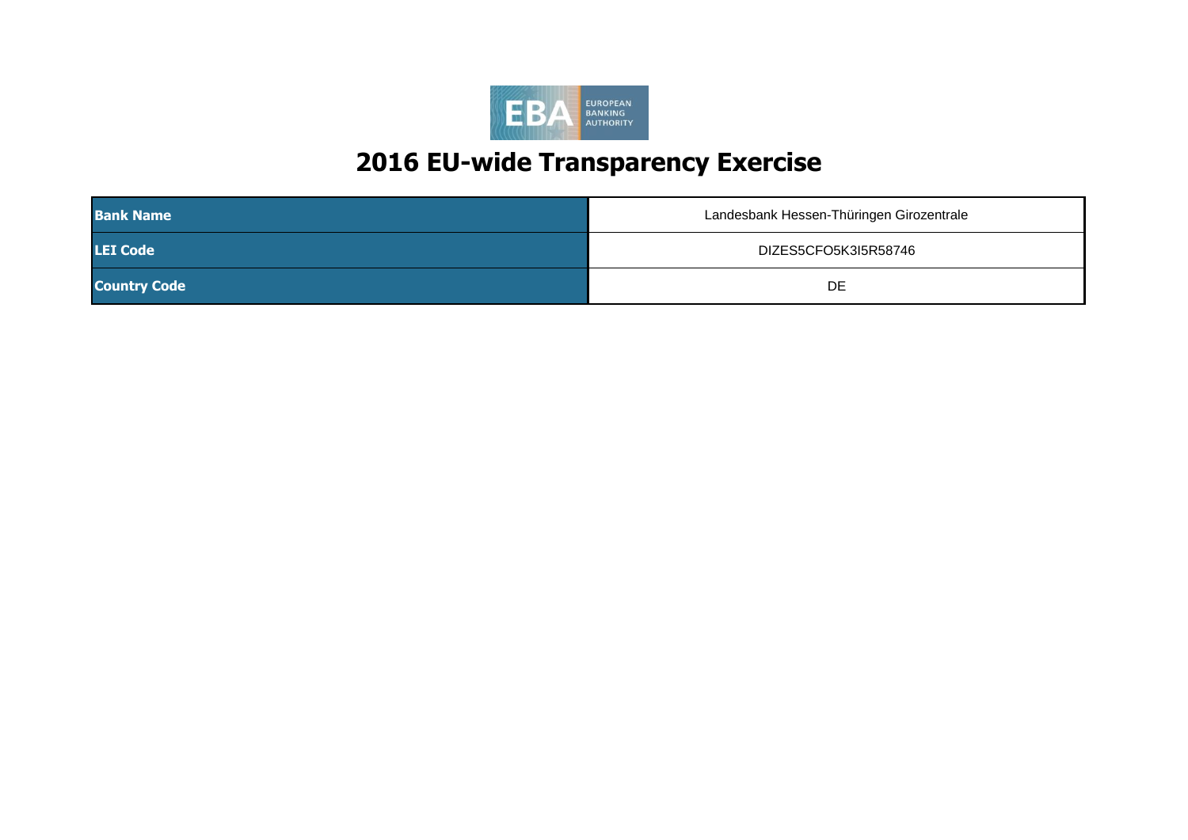# 2016 EU-wide Transparency Exercise

| | |
|---|---|
| **Bank Name** | Landesbank Hessen-Thüringen Girozentrale |
| **LEI Code** | DIZES5CFO5K3I5R58746 |
| **Country Code** | DE |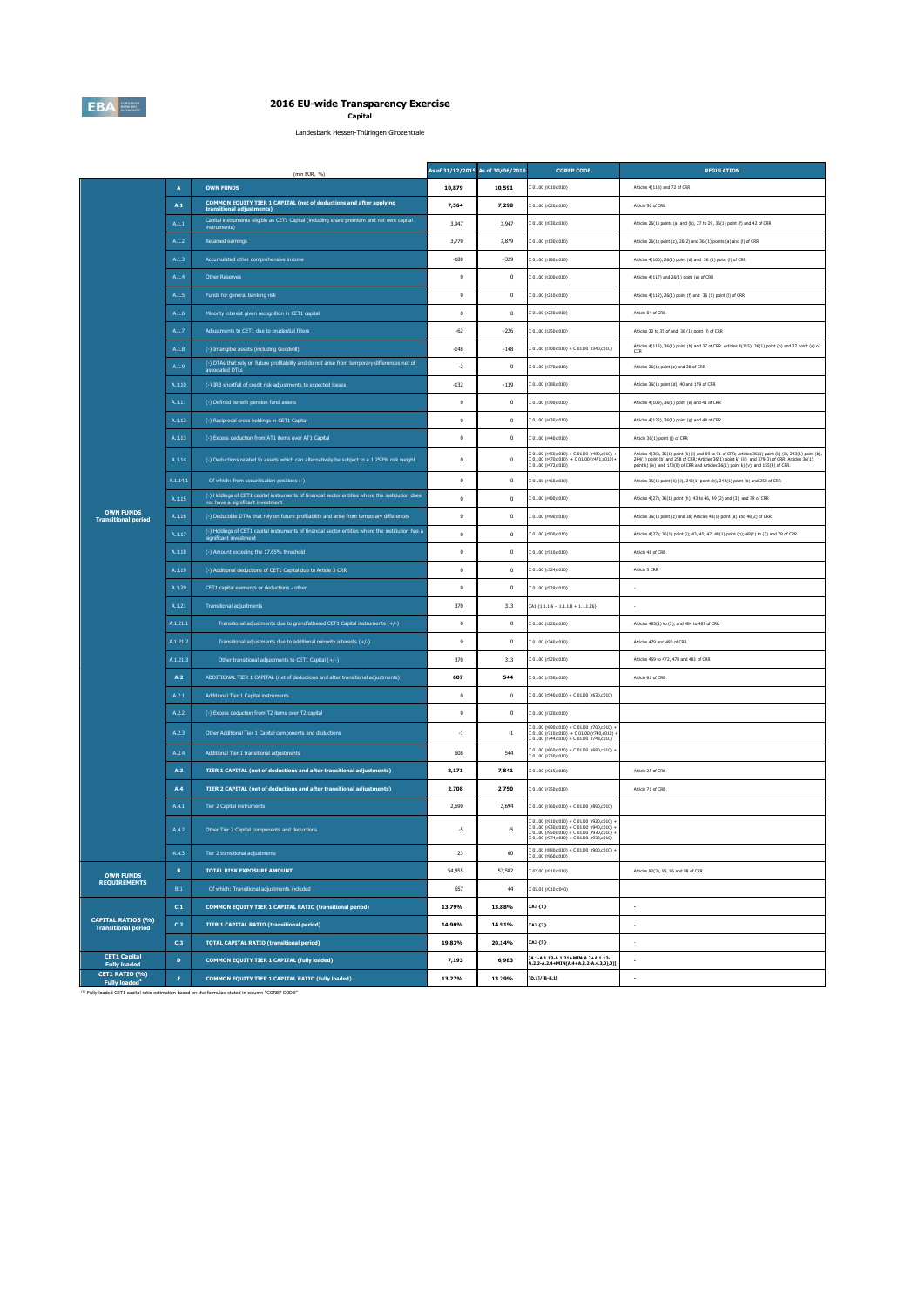# 2016 EU-wide Transparency Exercise

**Capital**

Landesbank Hessen-Thüringen Girozentrale

| | | (mln EUR, %) | As of 31/12/2015 | As of 30/06/2016 | COREP CODE | REGULATION |
|---|---|---|---|---|---|---|
| OWN FUNDS Transitional period | A | **OWN FUNDS** | **10,879** | **10,591** | C 01.00 (r010,c010) | Articles 4(118) and 72 of CRR |
| | A.1 | **COMMON EQUITY TIER 1 CAPITAL (net of deductions and after applying transitional adjustments)** | **7,564** | **7,298** | C 01.00 (r020,c010) | Article 50 of CRR |
| | A.1.1 | Capital instruments eligible as CET1 Capital (including share premium and net own capital instruments) | 3,947 | 3,947 | C 01.00 (r030,c010) | Articles 26(1) points (a) and (b), 27 to 29, 36(1) point (f) and 42 of CRR |
| | A.1.2 | Retained earnings | 3,770 | 3,879 | C 01.00 (r130,c010) | Articles 26(1) point (c), 26(2) and 36 (1) points (a) and (l) of CRR |
| | A.1.3 | Accumulated other comprehensive income | -180 | -329 | C 01.00 (r180,c010) | Articles 4(100), 26(1) point (d) and 36 (1) point (l) of CRR |
| | A.1.4 | Other Reserves | 0 | 0 | C 01.00 (r200,c010) | Articles 4(117) and 26(1) point (e) of CRR |
| | A.1.5 | Funds for general banking risk | 0 | 0 | C 01.00 (r210,c010) | Articles 4(112), 26(1) point (f) and 36 (1) point (l) of CRR |
| | A.1.6 | Minority interest given recognition in CET1 capital | 0 | 0 | C 01.00 (r230,c010) | Article 84 of CRR |
| | A.1.7 | Adjustments to CET1 due to prudential filters | -62 | -226 | C 01.00 (r250,c010) | Articles 32 to 35 of and 36 (1) point (l) of CRR |
| | A.1.8 | (-) Intangible assets (including Goodwill) | -148 | -148 | C 01.00 (r300,c010) + C 01.00 (r340,c010) | Articles 4(113), 36(1) point (b) and 37 of CRR. Articles 4(115), 36(1) point (b) and 37 point (a) of CCR |
| | A.1.9 | (-) DTAs that rely on future profitability and do not arise from temporary differences net of associated DTLs | -2 | 0 | C 01.00 (r370,c010) | Articles 36(1) point (c) and 38 of CRR |
| | A.1.10 | (-) IRB shortfall of credit risk adjustments to expected losses | -132 | -139 | C 01.00 (r380,c010) | Articles 36(1) point (d), 40 and 159 of CRR |
| | A.1.11 | (-) Defined benefit pension fund assets | 0 | 0 | C 01.00 (r390,c010) | Articles 4(109), 36(1) point (e) and 41 of CRR |
| | A.1.12 | (-) Reciprocal cross holdings in CET1 Capital | 0 | 0 | C 01.00 (r430,c010) | Articles 4(122), 36(1) point (g) and 44 of CRR |
| | A.1.13 | (-) Excess deduction from AT1 items over AT1 Capital | 0 | 0 | C 01.00 (r440,c010) | Article 36(1) point (j) of CRR |
| | A.1.14 | (-) Deductions related to assets which can alternatively be subject to a 1.250% risk weight | 0 | 0 | C 01.00 (r450,c010) + C 01.00 (r460,c010) + C 01.00 (r470,c010) + C 01.00 (r471,c010)+ C 01.00 (r472,c010) | Articles 4(36), 36(1) point (k) (i) and 89 to 91 of CRR; Articles 36(1) point (k) (ii), 243(1) point (b), 244(1) point (b) and 258 of CRR; Articles 36(1) point k) (iii) and 379(3) of CRR; Articles 36(1) point k) (iv) and 153(8) of CRR and Articles 36(1) point k) (v) and 155(4) of CRR. |
| | A.1.14.1 | Of which: from securitisation positions (-) | 0 | 0 | C 01.00 (r460,c010) | Articles 36(1) point (k) (ii), 243(1) point (b), 244(1) point (b) and 258 of CRR |
| | A.1.15 | (-) Holdings of CET1 capital instruments of financial sector entities where the institution does not have a significant investment | 0 | 0 | C 01.00 (r480,c010) | Articles 4(27), 36(1) point (h); 43 to 46, 49 (2) and (3) and 79 of CRR |
| | A.1.16 | (-) Deductible DTAs that rely on future profitability and arise from temporary differences | 0 | 0 | C 01.00 (r490,c010) | Articles 36(1) point (c) and 38; Articles 48(1) point (a) and 48(2) of CRR |
| | A.1.17 | (-) Holdings of CET1 capital instruments of financial sector entities where the institution has a significant investment | 0 | 0 | C 01.00 (r500,c010) | Articles 4(27); 36(1) point (i); 43, 45; 47; 48(1) point (b); 49(1) to (3) and 79 of CRR |
| | A.1.18 | (-) Amount exceding the 17.65% threshold | 0 | 0 | C 01.00 (r510,c010) | Article 48 of CRR |
| | A.1.19 | (-) Additional deductions of CET1 Capital due to Article 3 CRR | 0 | 0 | C 01.00 (r524,c010) | Article 3 CRR |
| | A.1.20 | CET1 capital elements or deductions - other | 0 | 0 | C 01.00 (r529,c010) | - |
| | A.1.21 | Transitional adjustments | 370 | 313 | CA1 {1.1.1.6 + 1.1.1.8 + 1.1.1.26} | - |
| | A.1.21.1 | Transitional adjustments due to grandfathered CET1 Capital instruments (+/-) | 0 | 0 | C 01.00 (r220,c010) | Articles 483(1) to (3), and 484 to 487 of CRR |
| | A.1.21.2 | Transitional adjustments due to additional minority interests (+/-) | 0 | 0 | C 01.00 (r240,c010) | Articles 479 and 480 of CRR |
| | A.1.21.3 | Other transitional adjustments to CET1 Capital (+/-) | 370 | 313 | C 01.00 (r520,c010) | Articles 469 to 472, 478 and 481 of CRR |
| | A.2 | ADDITIONAL TIER 1 CAPITAL (net of deductions and after transitional adjustments) | **607** | **544** | C 01.00 (r530,c010) | Article 61 of CRR |
| | A.2.1 | Additional Tier 1 Capital instruments | 0 | 0 | C 01.00 (r540,c010) + C 01.00 (r670,c010) | |
| | A.2.2 | (-) Excess deduction from T2 items over T2 capital | 0 | 0 | C 01.00 (r720,c010) | |
| | A.2.3 | Other Additional Tier 1 Capital components and deductions | -1 | -1 | C 01.00 (r690,c010) + C 01.00 (r700,c010) + C 01.00 (r710,c010) + C 01.00 (r740,c010) + C 01.00 (r744,c010) + C 01.00 (r748,c010) | |
| | A.2.4 | Additional Tier 1 transitional adjustments | 608 | 544 | C 01.00 (r660,c010) + C 01.00 (r680,c010) + C 01.00 (r730,c010) | |
| | A.3 | **TIER 1 CAPITAL (net of deductions and after transitional adjustments)** | **8,171** | **7,841** | C 01.00 (r015,c010) | Article 25 of CRR |
| | A.4 | **TIER 2 CAPITAL (net of deductions and after transitional adjustments)** | **2,708** | **2,750** | C 01.00 (r750,c010) | Article 71 of CRR |
| | A.4.1 | Tier 2 Capital instruments | 2,690 | 2,694 | C 01.00 (r760,c010) + C 01.00 (r890,c010) | |
| | A.4.2 | Other Tier 2 Capital components and deductions | -5 | -5 | C 01.00 (r910,c010) + C 01.00 (r920,c010) + C 01.00 (r930,c010) + C 01.00 (r940,c010) + C 01.00 (r950,c010) + C 01.00 (r970,c010) + C 01.00 (r974,c010) + C 01.00 (r978,c010) | |
| | A.4.3 | Tier 2 transitional adjustments | 23 | 60 | C 01.00 (r880,c010) + C 01.00 (r900,c010) + C 01.00 (r960,c010) | |
| OWN FUNDS REQUIREMENTS | B | **TOTAL RISK EXPOSURE AMOUNT** | **54,855** | **52,582** | C 02.00 (r010,c010) | Articles 92(3), 95, 96 and 98 of CRR |
| | B.1 | Of which: Transitional adjustments included | 657 | 44 | C 05.01 (r010;c040) | |
| CAPITAL RATIOS (%) Transitional period | C.1 | **COMMON EQUITY TIER 1 CAPITAL RATIO (transitional period)** | **13.79%** | **13.88%** | CA3 {1} | - |
| | C.2 | **TIER 1 CAPITAL RATIO (transitional period)** | **14.90%** | **14.91%** | CA3 {3} | - |
| | C.3 | **TOTAL CAPITAL RATIO (transitional period)** | **19.83%** | **20.14%** | CA3 {5} | - |
| CET1 Capital Fully loaded | D | **COMMON EQUITY TIER 1 CAPITAL (fully loaded)** | **7,193** | **6,983** | [A.1-A.1.13-A.1.21+MIN(A.2+A.1.13-A.2.2-A.2.4+MIN(A.4+A.2.2-A.4.3,0),0)] | - |
| CET1 RATIO (%) Fully loaded[1] | E | **COMMON EQUITY TIER 1 CAPITAL RATIO (fully loaded)** | **13.27%** | **13.29%** | [D.1]/[B-B.1] | - |

[1] Fully loaded CET1 capital ratio estimation based on the formulae stated in column "COREP CODE"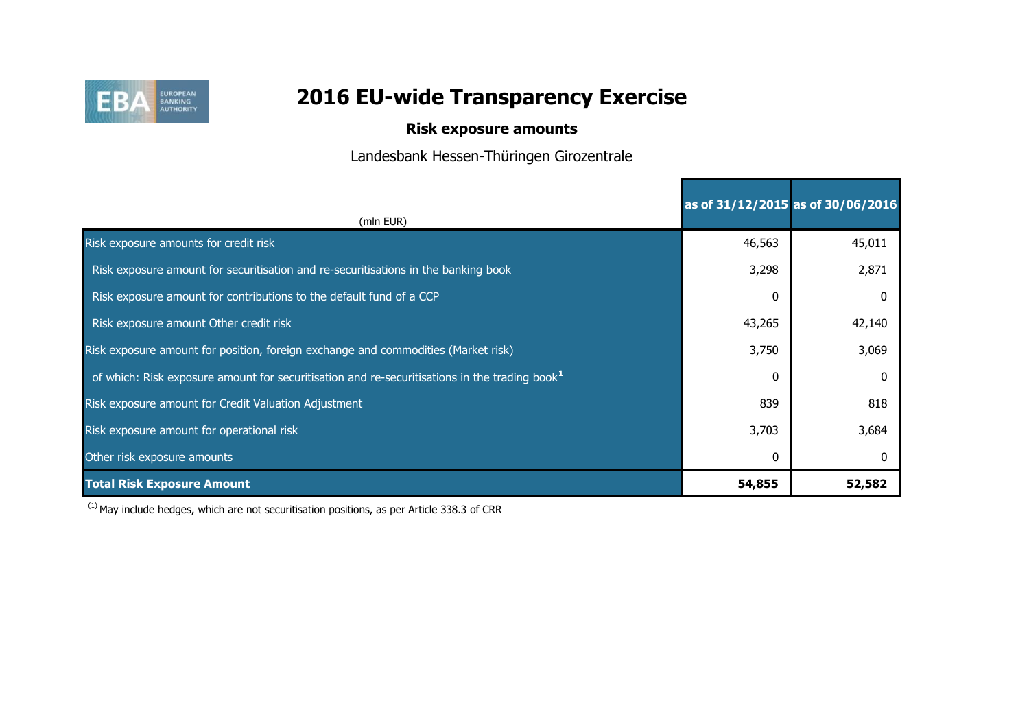# 2016 EU-wide Transparency Exercise

## Risk exposure amounts

Landesbank Hessen-Thüringen Girozentrale

| (mln EUR) | as of 31/12/2015 | as of 30/06/2016 |
|---|---|---|
| Risk exposure amounts for credit risk | 46,563 | 45,011 |
| Risk exposure amount for securitisation and re-securitisations in the banking book | 3,298 | 2,871 |
| Risk exposure amount for contributions to the default fund of a CCP | 0 | 0 |
| Risk exposure amount Other credit risk | 43,265 | 42,140 |
| Risk exposure amount for position, foreign exchange and commodities (Market risk) | 3,750 | 3,069 |
| of which: Risk exposure amount for securitisation and re-securitisations in the trading book[1] | 0 | 0 |
| Risk exposure amount for Credit Valuation Adjustment | 839 | 818 |
| Risk exposure amount for operational risk | 3,703 | 3,684 |
| Other risk exposure amounts | 0 | 0 |
| **Total Risk Exposure Amount** | **54,855** | **52,582** |

(1) May include hedges, which are not securitisation positions, as per Article 338.3 of CRR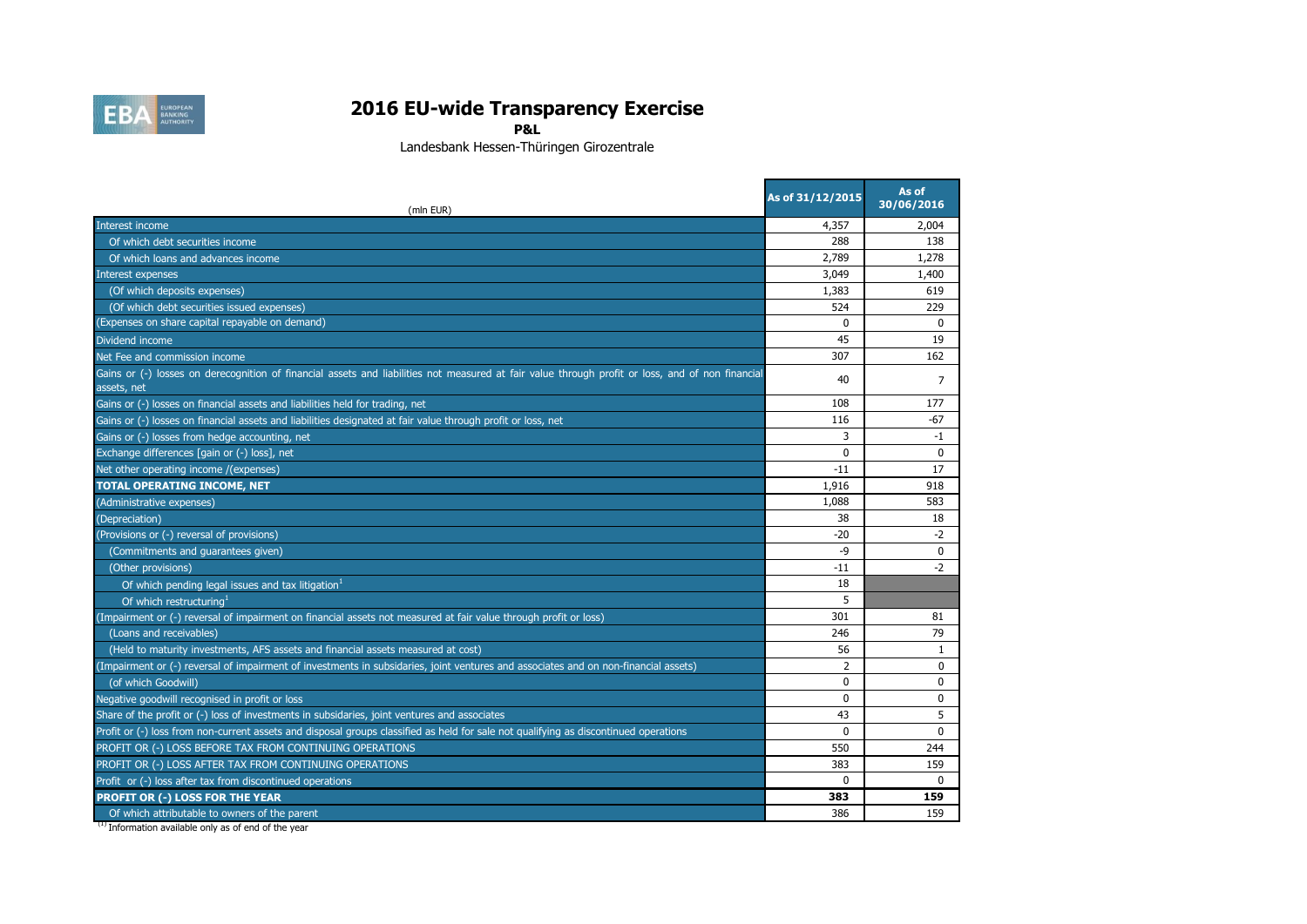# 2016 EU-wide Transparency Exercise

**P&L**

Landesbank Hessen-Thüringen Girozentrale

| (mln EUR) | As of 31/12/2015 | As of 30/06/2016 |
|---|---|---|
| Interest income | 4,357 | 2,004 |
| Of which debt securities income | 288 | 138 |
| Of which loans and advances income | 2,789 | 1,278 |
| Interest expenses | 3,049 | 1,400 |
| (Of which deposits expenses) | 1,383 | 619 |
| (Of which debt securities issued expenses) | 524 | 229 |
| (Expenses on share capital repayable on demand) | 0 | 0 |
| Dividend income | 45 | 19 |
| Net Fee and commission income | 307 | 162 |
| Gains or (-) losses on derecognition of financial assets and liabilities not measured at fair value through profit or loss, and of non financial assets, net | 40 | 7 |
| Gains or (-) losses on financial assets and liabilities held for trading, net | 108 | 177 |
| Gains or (-) losses on financial assets and liabilities designated at fair value through profit or loss, net | 116 | -67 |
| Gains or (-) losses from hedge accounting, net | 3 | -1 |
| Exchange differences [gain or (-) loss], net | 0 | 0 |
| Net other operating income /(expenses) | -11 | 17 |
| **TOTAL OPERATING INCOME, NET** | 1,916 | 918 |
| (Administrative expenses) | 1,088 | 583 |
| (Depreciation) | 38 | 18 |
| (Provisions or (-) reversal of provisions) | -20 | -2 |
| (Commitments and guarantees given) | -9 | 0 |
| (Other provisions) | -11 | -2 |
| Of which pending legal issues and tax litigation[1] | 18 | |
| Of which restructuring[1] | 5 | |
| (Impairment or (-) reversal of impairment on financial assets not measured at fair value through profit or loss) | 301 | 81 |
| (Loans and receivables) | 246 | 79 |
| (Held to maturity investments, AFS assets and financial assets measured at cost) | 56 | 1 |
| (Impairment or (-) reversal of impairment of investments in subsidiaries, joint ventures and associates and on non-financial assets) | 2 | 0 |
| (of which Goodwill) | 0 | 0 |
| Negative goodwill recognised in profit or loss | 0 | 0 |
| Share of the profit or (-) loss of investments in subsidiaries, joint ventures and associates | 43 | 5 |
| Profit or (-) loss from non-current assets and disposal groups classified as held for sale not qualifying as discontinued operations | 0 | 0 |
| PROFIT OR (-) LOSS BEFORE TAX FROM CONTINUING OPERATIONS | 550 | 244 |
| PROFIT OR (-) LOSS AFTER TAX FROM CONTINUING OPERATIONS | 383 | 159 |
| Profit or (-) loss after tax from discontinued operations | 0 | 0 |
| **PROFIT OR (-) LOSS FOR THE YEAR** | **383** | **159** |
| Of which attributable to owners of the parent | 386 | 159 |

[1] Information available only as of end of the year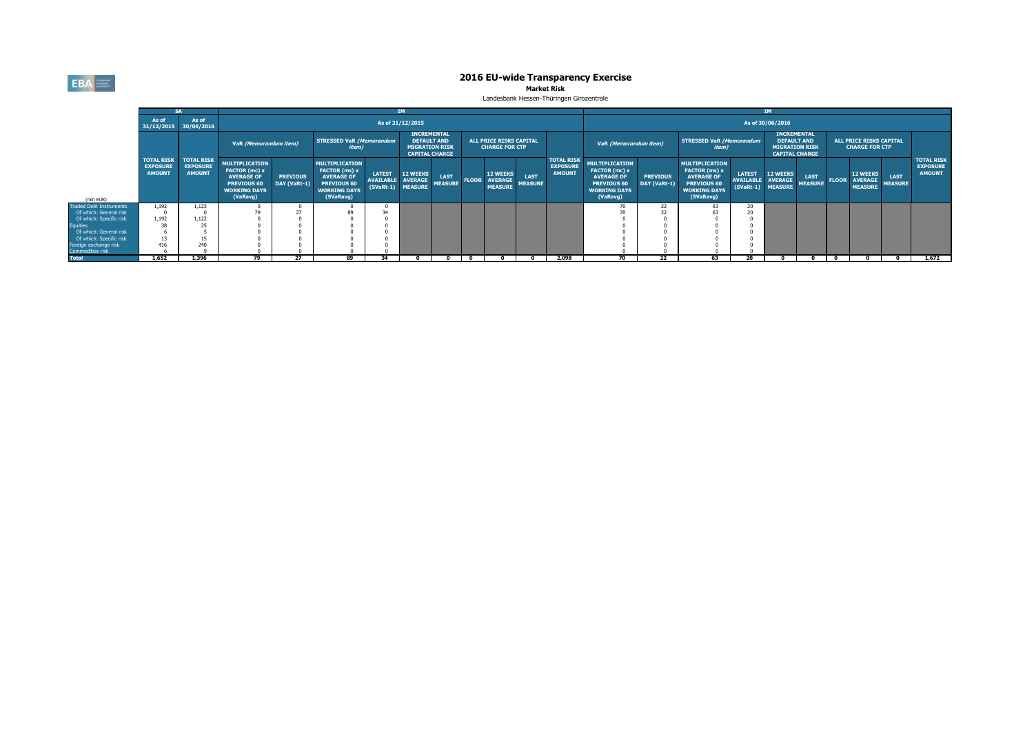# 2016 EU-wide Transparency Exercise

**Market Risk**

Landesbank Hessen-Thüringen Girozentrale

| | SA | | IM | | | | | | | | | | | | IM | | | | | | | | | | | |
|---|---|---|---|---|---|---|---|---|---|---|---|---|---|---|---|---|---|---|---|---|---|---|---|---|---|---|
| | As of 31/12/2015 | As of 30/06/2016 | As of 31/12/2015 | | | | | | | | | | | | As of 30/06/2016 | | | | | | | | | | | |
| | | | VaR *(Memorandum item)* | | STRESSED VaR *(Memorandum item)* | | INCREMENTAL DEFAULT AND MIGRATION RISK CAPITAL CHARGE | | ALL PRICE RISKS CAPITAL CHARGE FOR CTP | | | | | | VaR *(Memorandum item)* | | STRESSED VaR *(Memorandum item)* | | INCREMENTAL DEFAULT AND MIGRATION RISK CAPITAL CHARGE | | ALL PRICE RISKS CAPITAL CHARGE FOR CTP | | | | |
| (mln EUR) | TOTAL RISK EXPOSURE AMOUNT | TOTAL RISK EXPOSURE AMOUNT | MULTIPLICATION FACTOR (mc) x AVERAGE OF PREVIOUS 60 WORKING DAYS (VaRavg) | PREVIOUS DAY (VaRt-1) | MULTIPLICATION FACTOR (ms) x AVERAGE OF PREVIOUS 60 WORKING DAYS (SVaRavg) | LATEST AVAILABLE (SVaRt-1) | 12 WEEKS AVERAGE MEASURE | LAST MEASURE | FLOOR | 12 WEEKS AVERAGE MEASURE | LAST MEASURE | TOTAL RISK EXPOSURE AMOUNT | MULTIPLICATION FACTOR (mc) x AVERAGE OF PREVIOUS 60 WORKING DAYS (VaRavg) | PREVIOUS DAY (VaRt-1) | MULTIPLICATION FACTOR (ms) x AVERAGE OF PREVIOUS 60 WORKING DAYS (SVaRavg) | LATEST AVAILABLE (SVaRt-1) | 12 WEEKS AVERAGE MEASURE | LAST MEASURE | FLOOR | 12 WEEKS AVERAGE MEASURE | LAST MEASURE | TOTAL RISK EXPOSURE AMOUNT |
| Traded Debt Instruments | 1,192 | 1,123 | 0 | 0 | 0 | 0 | | | | | | | 70 | 22 | 63 | 20 | | | | | | |
| Of which: General risk | 0 | 0 | 79 | 27 | 89 | 34 | | | | | | | 70 | 22 | 63 | 20 | | | | | | |
| Of which: Specific risk | 1,192 | 1,122 | 0 | 0 | 0 | 0 | | | | | | | 0 | 0 | 0 | 0 | | | | | | |
| Equities | 38 | 25 | 0 | 0 | 0 | 0 | | | | | | | 0 | 0 | 0 | 0 | | | | | | |
| Of which: General risk | 6 | 5 | 0 | 0 | 0 | 0 | | | | | | | 0 | 0 | 0 | 0 | | | | | | |
| Of which: Specific risk | 13 | 15 | 0 | 0 | 0 | 0 | | | | | | | 0 | 0 | 0 | 0 | | | | | | |
| Foreign exchange risk | 416 | 240 | 0 | 0 | 0 | 0 | | | | | | | 0 | 0 | 0 | 0 | | | | | | |
| Commodities risk | 6 | 9 | 0 | 0 | 0 | 0 | | | | | | | 0 | 0 | 0 | 0 | | | | | | |
| **Total** | **1,652** | **1,396** | **79** | **27** | **89** | **34** | **0** | **0** | **0** | **0** | **0** | **2,098** | **70** | **22** | **63** | **20** | **0** | **0** | **0** | **0** | **0** | **1,672** |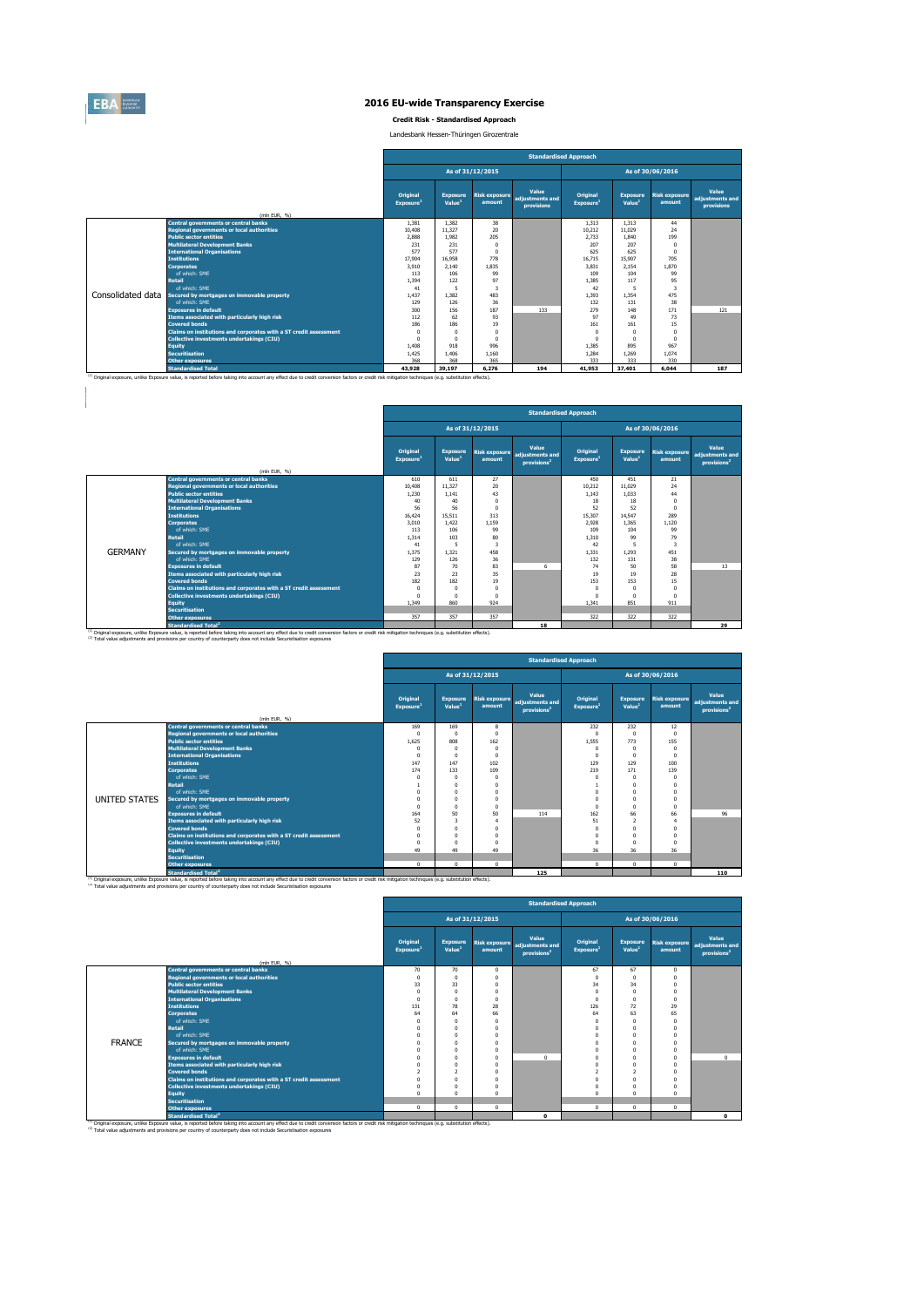# 2016 EU-wide Transparency Exercise

**Credit Risk - Standardised Approach**

Landesbank Hessen-Thüringen Girozentrale

| | (mln EUR, %) | Standardised Approach | | | | | | | |
|---|---|---|---|---|---|---|---|---|---|
| | | As of 31/12/2015 | | | | As of 30/06/2016 | | | |
| | | Original Exposure[1] | Exposure Value[1] | Risk exposure amount | Value adjustments and provisions | Original Exposure[1] | Exposure Value[1] | Risk exposure amount | Value adjustments and provisions |
| Consolidated data | Central governments or central banks | 1,381 | 1,382 | 38 | | 1,313 | 1,313 | 44 | |
| | Regional governments or local authorities | 10,408 | 11,327 | 20 | | 10,212 | 11,029 | 24 | |
| | Public sector entities | 2,888 | 1,982 | 205 | | 2,733 | 1,840 | 199 | |
| | Multilateral Development Banks | 231 | 231 | 0 | | 207 | 207 | 0 | |
| | International Organisations | 577 | 577 | 0 | | 625 | 625 | 0 | |
| | Institutions | 17,904 | 16,958 | 778 | | 16,715 | 15,907 | 705 | |
| | Corporates | 3,910 | 2,140 | 1,835 | | 3,831 | 2,154 | 1,870 | |
| | of which: SME | 113 | 106 | 99 | | 109 | 104 | 99 | |
| | Retail | 1,394 | 122 | 97 | | 1,385 | 117 | 95 | |
| | of which: SME | 41 | 5 | 3 | | 42 | 5 | 3 | |
| | Secured by mortgages on immovable property | 1,437 | 1,382 | 483 | | 1,393 | 1,354 | 475 | |
| | of which: SME | 129 | 126 | 36 | | 132 | 131 | 38 | |
| | Exposures in default | 300 | 156 | 187 | 133 | 279 | 148 | 171 | 121 |
| | Items associated with particularly high risk | 112 | 62 | 93 | | 97 | 49 | 73 | |
| | Covered bonds | 186 | 186 | 19 | | 161 | 161 | 15 | |
| | Claims on institutions and corporates with a ST credit assessment | 0 | 0 | 0 | | 0 | 0 | 0 | |
| | Collective investments undertakings (CIU) | 0 | 0 | 0 | | 0 | 0 | 0 | |
| | Equity | 1,408 | 918 | 996 | | 1,385 | 895 | 967 | |
| | Securitisation | 1,425 | 1,406 | 1,160 | | 1,284 | 1,269 | 1,074 | |
| | Other exposures | 368 | 368 | 365 | | 333 | 333 | 330 | |
| | Standardised Total | 43,928 | 39,197 | 6,276 | 194 | 41,953 | 37,401 | 6,044 | 187 |

[1] Original exposure, unlike Exposure value, is reported before taking into account any effect due to credit conversion factors or credit risk mitigation techniques (e.g. substitution effects).

| | (mln EUR, %) | Standardised Approach | | | | | | | |
|---|---|---|---|---|---|---|---|---|---|
| | | As of 31/12/2015 | | | | As of 30/06/2016 | | | |
| | | Original Exposure[1] | Exposure Value[1] | Risk exposure amount | Value adjustments and provisions[2] | Original Exposure[1] | Exposure Value[1] | Risk exposure amount | Value adjustments and provisions[2] |
| GERMANY | Central governments or central banks | 610 | 611 | 27 | | 450 | 451 | 21 | |
| | Regional governments or local authorities | 10,408 | 11,327 | 20 | | 10,212 | 11,029 | 24 | |
| | Public sector entities | 1,230 | 1,141 | 43 | | 1,143 | 1,033 | 44 | |
| | Multilateral Development Banks | 40 | 40 | 0 | | 18 | 18 | 0 | |
| | International Organisations | 56 | 56 | 0 | | 52 | 52 | 0 | |
| | Institutions | 16,424 | 15,511 | 313 | | 15,307 | 14,547 | 289 | |
| | Corporates | 3,010 | 1,422 | 1,159 | | 2,928 | 1,365 | 1,120 | |
| | of which: SME | 113 | 106 | 99 | | 109 | 104 | 99 | |
| | Retail | 1,314 | 103 | 80 | | 1,310 | 99 | 79 | |
| | of which: SME | 41 | 5 | 3 | | 42 | 5 | 3 | |
| | Secured by mortgages on immovable property | 1,375 | 1,321 | 458 | | 1,331 | 1,293 | 451 | |
| | of which: SME | 129 | 126 | 36 | | 132 | 131 | 38 | |
| | Exposures in default | 87 | 70 | 83 | 6 | 74 | 50 | 58 | 13 |
| | Items associated with particularly high risk | 23 | 23 | 35 | | 19 | 19 | 28 | |
| | Covered bonds | 182 | 182 | 19 | | 153 | 153 | 15 | |
| | Claims on institutions and corporates with a ST credit assessment | 0 | 0 | 0 | | 0 | 0 | 0 | |
| | Collective investments undertakings (CIU) | 0 | 0 | 0 | | 0 | 0 | 0 | |
| | Equity | 1,349 | 860 | 924 | | 1,341 | 851 | 911 | |
| | Securitisation | | | | | | | | |
| | Other exposures | 357 | 357 | 357 | | 322 | 322 | 322 | |
| | Standardised Total[2] | | | | 18 | | | | 29 |

[1] Original exposure, unlike Exposure value, is reported before taking into account any effect due to credit conversion factors or credit risk mitigation techniques (e.g. substitution effects).
[2] Total value adjustments and provisions per country of counterparty does not include Securitisation exposures

| | (mln EUR, %) | Standardised Approach | | | | | | | |
|---|---|---|---|---|---|---|---|---|---|
| | | As of 31/12/2015 | | | | As of 30/06/2016 | | | |
| | | Original Exposure[1] | Exposure Value[1] | Risk exposure amount | Value adjustments and provisions[2] | Original Exposure[1] | Exposure Value[1] | Risk exposure amount | Value adjustments and provisions[2] |
| UNITED STATES | Central governments or central banks | 169 | 169 | 8 | | 232 | 232 | 12 | |
| | Regional governments or local authorities | 0 | 0 | 0 | | 0 | 0 | 0 | |
| | Public sector entities | 1,625 | 808 | 162 | | 1,555 | 773 | 155 | |
| | Multilateral Development Banks | 0 | 0 | 0 | | 0 | 0 | 0 | |
| | International Organisations | 0 | 0 | 0 | | 0 | 0 | 0 | |
| | Institutions | 147 | 147 | 102 | | 129 | 129 | 100 | |
| | Corporates | 174 | 133 | 109 | | 219 | 171 | 139 | |
| | of which: SME | 0 | 0 | 0 | | 0 | 0 | 0 | |
| | Retail | 1 | 0 | 0 | | 1 | 0 | 0 | |
| | of which: SME | 0 | 0 | 0 | | 0 | 0 | 0 | |
| | Secured by mortgages on immovable property | 0 | 0 | 0 | | 0 | 0 | 0 | |
| | of which: SME | 0 | 0 | 0 | | 0 | 0 | 0 | |
| | Exposures in default | 164 | 50 | 50 | 114 | 162 | 66 | 66 | 96 |
| | Items associated with particularly high risk | 52 | 3 | 4 | | 51 | 2 | 4 | |
| | Covered bonds | 0 | 0 | 0 | | 0 | 0 | 0 | |
| | Claims on institutions and corporates with a ST credit assessment | 0 | 0 | 0 | | 0 | 0 | 0 | |
| | Collective investments undertakings (CIU) | 0 | 0 | 0 | | 0 | 0 | 0 | |
| | Equity | 49 | 49 | 49 | | 36 | 36 | 36 | |
| | Securitisation | | | | | | | | |
| | Other exposures | 0 | 0 | 0 | | 0 | 0 | 0 | |
| | Standardised Total[2] | | | | 125 | | | | 110 |

[1] Original exposure, unlike Exposure value, is reported before taking into account any effect due to credit conversion factors or credit risk mitigation techniques (e.g. substitution effects).
[2] Total value adjustments and provisions per country of counterparty does not include Securitisation exposures

| | (mln EUR, %) | Standardised Approach | | | | | | | |
|---|---|---|---|---|---|---|---|---|---|
| | | As of 31/12/2015 | | | | As of 30/06/2016 | | | |
| | | Original Exposure[1] | Exposure Value[1] | Risk exposure amount | Value adjustments and provisions[2] | Original Exposure[1] | Exposure Value[1] | Risk exposure amount | Value adjustments and provisions[2] |
| FRANCE | Central governments or central banks | 70 | 70 | 0 | | 67 | 67 | 0 | |
| | Regional governments or local authorities | 0 | 0 | 0 | | 0 | 0 | 0 | |
| | Public sector entities | 33 | 33 | 0 | | 34 | 34 | 0 | |
| | Multilateral Development Banks | 0 | 0 | 0 | | 0 | 0 | 0 | |
| | International Organisations | 0 | 0 | 0 | | 0 | 0 | 0 | |
| | Institutions | 131 | 78 | 28 | | 126 | 72 | 29 | |
| | Corporates | 64 | 64 | 66 | | 64 | 63 | 65 | |
| | of which: SME | 0 | 0 | 0 | | 0 | 0 | 0 | |
| | Retail | 0 | 0 | 0 | | 0 | 0 | 0 | |
| | of which: SME | 0 | 0 | 0 | | 0 | 0 | 0 | |
| | Secured by mortgages on immovable property | 0 | 0 | 0 | | 0 | 0 | 0 | |
| | of which: SME | 0 | 0 | 0 | | 0 | 0 | 0 | |
| | Exposures in default | 0 | 0 | 0 | 0 | 0 | 0 | 0 | 0 |
| | Items associated with particularly high risk | 0 | 0 | 0 | | 0 | 0 | 0 | |
| | Covered bonds | 2 | 2 | 0 | | 2 | 2 | 0 | |
| | Claims on institutions and corporates with a ST credit assessment | 0 | 0 | 0 | | 0 | 0 | 0 | |
| | Collective investments undertakings (CIU) | 0 | 0 | 0 | | 0 | 0 | 0 | |
| | Equity | 0 | 0 | 0 | | 0 | 0 | 0 | |
| | Securitisation | | | | | | | | |
| | Other exposures | 0 | 0 | 0 | | 0 | 0 | 0 | |
| | Standardised Total[2] | | | | 0 | | | | 0 |

[1] Original exposure, unlike Exposure value, is reported before taking into account any effect due to credit conversion factors or credit risk mitigation techniques (e.g. substitution effects).
[2] Total value adjustments and provisions per country of counterparty does not include Securitisation exposures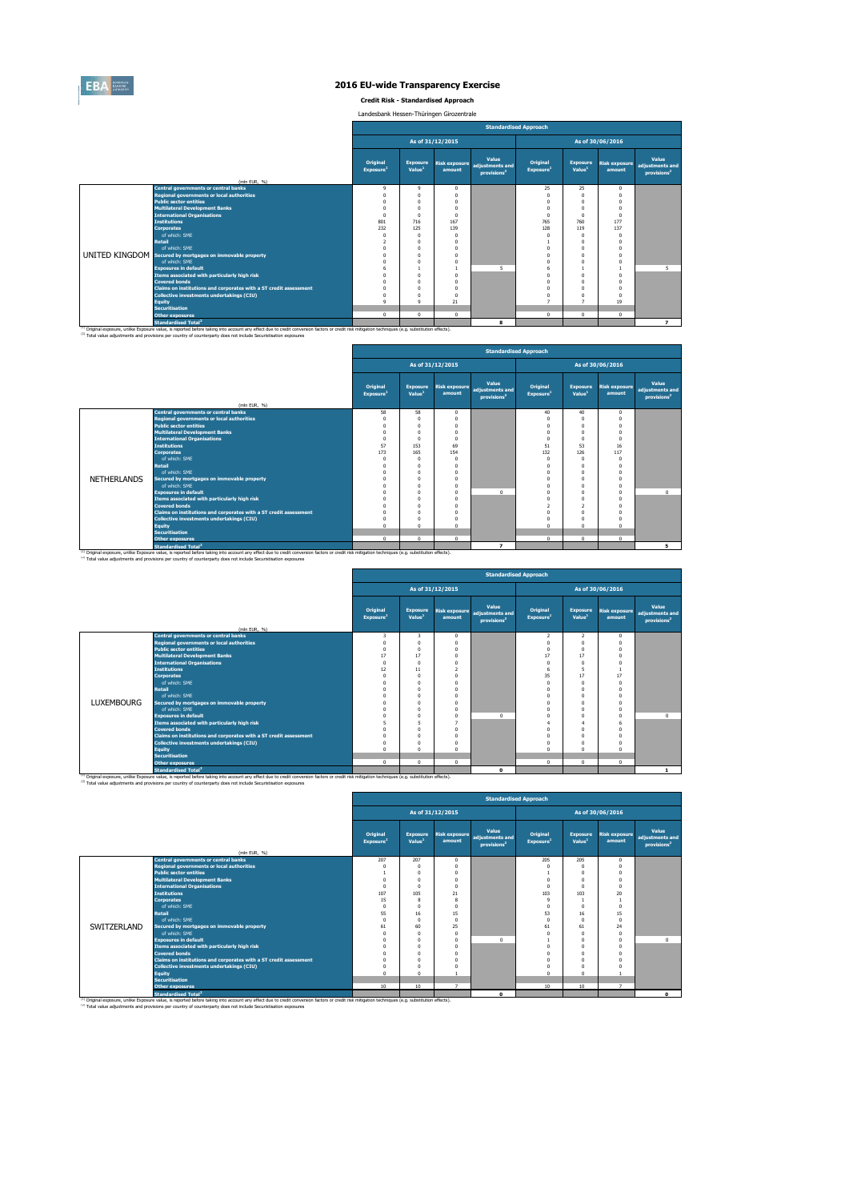# 2016 EU-wide Transparency Exercise

**Credit Risk - Standardised Approach**

Landesbank Hessen-Thüringen Girozentrale

| | | Standardised Approach | | | | | | | |
|---|---|---|---|---|---|---|---|---|---|
| | | As of 31/12/2015 | | | | As of 30/06/2016 | | | |
| | (mln EUR, %) | Original Exposure[1] | Exposure Value[1] | Risk exposure amount | Value adjustments and provisions[2] | Original Exposure[1] | Exposure Value[1] | Risk exposure amount | Value adjustments and provisions[2] |
| UNITED KINGDOM | Central governments or central banks | 9 | 9 | 0 | | 25 | 25 | 0 | |
| | Regional governments or local authorities | 0 | 0 | 0 | | 0 | 0 | 0 | |
| | Public sector entities | 0 | 0 | 0 | | 0 | 0 | 0 | |
| | Multilateral Development Banks | 0 | 0 | 0 | | 0 | 0 | 0 | |
| | International Organisations | 0 | 0 | 0 | | 0 | 0 | 0 | |
| | Institutions | 801 | 716 | 167 | | 765 | 760 | 177 | |
| | Corporates | 232 | 125 | 139 | | 128 | 119 | 137 | |
| | of which: SME | 0 | 0 | 0 | | 0 | 0 | 0 | |
| | Retail | 2 | 0 | 0 | | 1 | 0 | 0 | |
| | of which: SME | 0 | 0 | 0 | | 0 | 0 | 0 | |
| | Secured by mortgages on immovable property | 0 | 0 | 0 | | 0 | 0 | 0 | |
| | of which: SME | 0 | 0 | 0 | | 0 | 0 | 0 | |
| | Exposures in default | 6 | 1 | 1 | 5 | 6 | 1 | 1 | 5 |
| | Items associated with particularly high risk | 0 | 0 | 0 | | 0 | 0 | 0 | |
| | Covered bonds | 0 | 0 | 0 | | 0 | 0 | 0 | |
| | Claims on institutions and corporates with a ST credit assessment | 0 | 0 | 0 | | 0 | 0 | 0 | |
| | Collective investments undertakings (CIU) | 0 | 0 | 0 | | 0 | 0 | 0 | |
| | Equity | 9 | 9 | 21 | | 7 | 7 | 19 | |
| | Securitisation | | | | | | | | |
| | Other exposures | 0 | 0 | 0 | | 0 | 0 | 0 | |
| | Standardised Total[2] | | | | 8 | | | | 7 |

[1] Original exposure, unlike Exposure value, is reported before taking into account any effect due to credit conversion factors or credit risk mitigation techniques (e.g. substitution effects).
[2] Total value adjustments and provisions per country of counterparty does not include Securitisation exposures

| | | Standardised Approach | | | | | | | |
|---|---|---|---|---|---|---|---|---|---|
| | | As of 31/12/2015 | | | | As of 30/06/2016 | | | |
| | (mln EUR, %) | Original Exposure[1] | Exposure Value[1] | Risk exposure amount | Value adjustments and provisions[2] | Original Exposure[1] | Exposure Value[1] | Risk exposure amount | Value adjustments and provisions[2] |
| NETHERLANDS | Central governments or central banks | 58 | 58 | 0 | | 40 | 40 | 0 | |
| | Regional governments or local authorities | 0 | 0 | 0 | | 0 | 0 | 0 | |
| | Public sector entities | 0 | 0 | 0 | | 0 | 0 | 0 | |
| | Multilateral Development Banks | 0 | 0 | 0 | | 0 | 0 | 0 | |
| | International Organisations | 0 | 0 | 0 | | 0 | 0 | 0 | |
| | Institutions | 57 | 153 | 69 | | 51 | 53 | 16 | |
| | Corporates | 173 | 165 | 154 | | 132 | 126 | 117 | |
| | of which: SME | 0 | 0 | 0 | | 0 | 0 | 0 | |
| | Retail | 0 | 0 | 0 | | 0 | 0 | 0 | |
| | of which: SME | 0 | 0 | 0 | | 0 | 0 | 0 | |
| | Secured by mortgages on immovable property | 0 | 0 | 0 | | 0 | 0 | 0 | |
| | of which: SME | 0 | 0 | 0 | | 0 | 0 | 0 | |
| | Exposures in default | 0 | 0 | 0 | 0 | 0 | 0 | 0 | 0 |
| | Items associated with particularly high risk | 0 | 0 | 0 | | 0 | 0 | 0 | |
| | Covered bonds | 0 | 0 | 0 | | 2 | 2 | 0 | |
| | Claims on institutions and corporates with a ST credit assessment | 0 | 0 | 0 | | 0 | 0 | 0 | |
| | Collective investments undertakings (CIU) | 0 | 0 | 0 | | 0 | 0 | 0 | |
| | Equity | 0 | 0 | 0 | | 0 | 0 | 0 | |
| | Securitisation | | | | | | | | |
| | Other exposures | 0 | 0 | 0 | | 0 | 0 | 0 | |
| | Standardised Total[2] | | | | 7 | | | | 5 |

[1] Original exposure, unlike Exposure value, is reported before taking into account any effect due to credit conversion factors or credit risk mitigation techniques (e.g. substitution effects).
[2] Total value adjustments and provisions per country of counterparty does not include Securitisation exposures

| | | Standardised Approach | | | | | | | |
|---|---|---|---|---|---|---|---|---|---|
| | | As of 31/12/2015 | | | | As of 30/06/2016 | | | |
| | (mln EUR, %) | Original Exposure[1] | Exposure Value[1] | Risk exposure amount | Value adjustments and provisions[2] | Original Exposure[1] | Exposure Value[1] | Risk exposure amount | Value adjustments and provisions[2] |
| LUXEMBOURG | Central governments or central banks | 3 | 3 | 0 | | 2 | 2 | 0 | |
| | Regional governments or local authorities | 0 | 0 | 0 | | 0 | 0 | 0 | |
| | Public sector entities | 0 | 0 | 0 | | 0 | 0 | 0 | |
| | Multilateral Development Banks | 17 | 17 | 0 | | 17 | 17 | 0 | |
| | International Organisations | 0 | 0 | 0 | | 0 | 0 | 0 | |
| | Institutions | 12 | 11 | 2 | | 6 | 5 | 1 | |
| | Corporates | 0 | 0 | 0 | | 35 | 17 | 17 | |
| | of which: SME | 0 | 0 | 0 | | 0 | 0 | 0 | |
| | Retail | 0 | 0 | 0 | | 0 | 0 | 0 | |
| | of which: SME | 0 | 0 | 0 | | 0 | 0 | 0 | |
| | Secured by mortgages on immovable property | 0 | 0 | 0 | | 0 | 0 | 0 | |
| | of which: SME | 0 | 0 | 0 | | 0 | 0 | 0 | |
| | Exposures in default | 0 | 0 | 0 | 0 | 0 | 0 | 0 | 0 |
| | Items associated with particularly high risk | 5 | 5 | 7 | | 4 | 4 | 6 | |
| | Covered bonds | 0 | 0 | 0 | | 0 | 0 | 0 | |
| | Claims on institutions and corporates with a ST credit assessment | 0 | 0 | 0 | | 0 | 0 | 0 | |
| | Collective investments undertakings (CIU) | 0 | 0 | 0 | | 0 | 0 | 0 | |
| | Equity | 0 | 0 | 0 | | 0 | 0 | 0 | |
| | Securitisation | | | | | | | | |
| | Other exposures | 0 | 0 | 0 | | 0 | 0 | 0 | |
| | Standardised Total[2] | | | | 0 | | | | 1 |

[1] Original exposure, unlike Exposure value, is reported before taking into account any effect due to credit conversion factors or credit risk mitigation techniques (e.g. substitution effects).
[2] Total value adjustments and provisions per country of counterparty does not include Securitisation exposures

| | | Standardised Approach | | | | | | | |
|---|---|---|---|---|---|---|---|---|---|
| | | As of 31/12/2015 | | | | As of 30/06/2016 | | | |
| | (mln EUR, %) | Original Exposure[1] | Exposure Value[1] | Risk exposure amount | Value adjustments and provisions[2] | Original Exposure[1] | Exposure Value[1] | Risk exposure amount | Value adjustments and provisions[2] |
| SWITZERLAND | Central governments or central banks | 207 | 207 | 0 | | 205 | 205 | 0 | |
| | Regional governments or local authorities | 0 | 0 | 0 | | 0 | 0 | 0 | |
| | Public sector entities | 1 | 0 | 0 | | 1 | 0 | 0 | |
| | Multilateral Development Banks | 0 | 0 | 0 | | 0 | 0 | 0 | |
| | International Organisations | 0 | 0 | 0 | | 0 | 0 | 0 | |
| | Institutions | 107 | 105 | 21 | | 103 | 103 | 20 | |
| | Corporates | 15 | 8 | 8 | | 9 | 1 | 1 | |
| | of which: SME | 0 | 0 | 0 | | 0 | 0 | 0 | |
| | Retail | 55 | 16 | 15 | | 53 | 16 | 15 | |
| | of which: SME | 0 | 0 | 0 | | 0 | 0 | 0 | |
| | Secured by mortgages on immovable property | 61 | 60 | 25 | | 61 | 61 | 24 | |
| | of which: SME | 0 | 0 | 0 | | 0 | 0 | 0 | |
| | Exposures in default | 0 | 0 | 0 | 0 | 1 | 0 | 0 | 0 |
| | Items associated with particularly high risk | 0 | 0 | 0 | | 0 | 0 | 0 | |
| | Covered bonds | 0 | 0 | 0 | | 0 | 0 | 0 | |
| | Claims on institutions and corporates with a ST credit assessment | 0 | 0 | 0 | | 0 | 0 | 0 | |
| | Collective investments undertakings (CIU) | 0 | 0 | 0 | | 0 | 0 | 0 | |
| | Equity | 0 | 0 | 1 | | 0 | 0 | 1 | |
| | Securitisation | | | | | | | | |
| | Other exposures | 10 | 10 | 7 | | 10 | 10 | 7 | |
| | Standardised Total[2] | | | | 0 | | | | 0 |

[1] Original exposure, unlike Exposure value, is reported before taking into account any effect due to credit conversion factors or credit risk mitigation techniques (e.g. substitution effects).
[2] Total value adjustments and provisions per country of counterparty does not include Securitisation exposures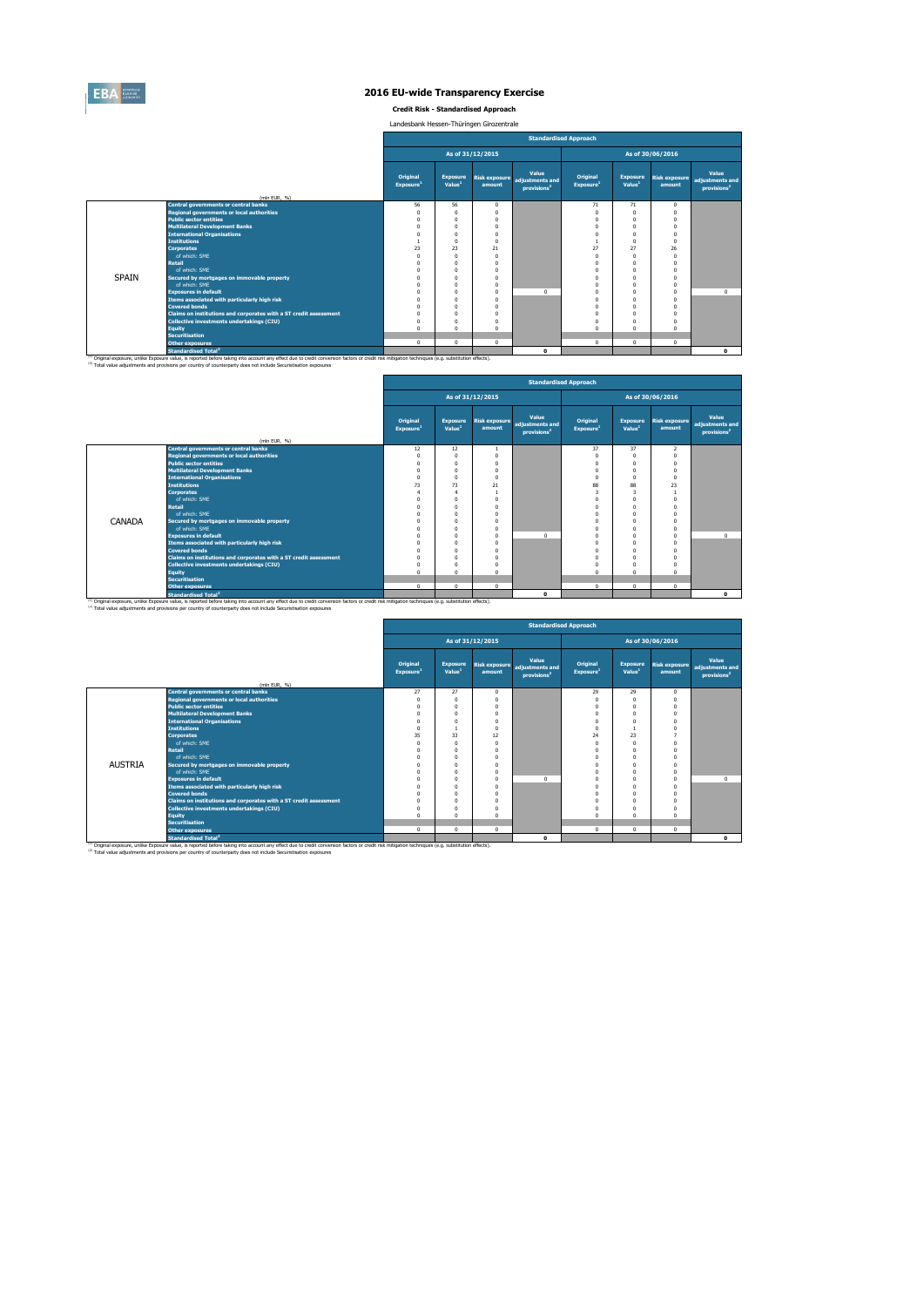# 2016 EU-wide Transparency Exercise

**Credit Risk - Standardised Approach**

Landesbank Hessen-Thüringen Girozentrale

| | | Standardised Approach | | | | | | | |
|---|---|---|---|---|---|---|---|---|---|
| | | As of 31/12/2015 | | | | As of 30/06/2016 | | | |
| | (mln EUR, %) | Original Exposure[1] | Exposure Value[1] | Risk exposure amount | Value adjustments and provisions[2] | Original Exposure[1] | Exposure Value[1] | Risk exposure amount | Value adjustments and provisions[2] |
| SPAIN | Central governments or central banks | 56 | 56 | 0 | | 71 | 71 | 0 | |
| | Regional governments or local authorities | 0 | 0 | 0 | | 0 | 0 | 0 | |
| | Public sector entities | 0 | 0 | 0 | | 0 | 0 | 0 | |
| | Multilateral Development Banks | 0 | 0 | 0 | | 0 | 0 | 0 | |
| | International Organisations | 0 | 0 | 0 | | 0 | 0 | 0 | |
| | Institutions | 1 | 0 | 0 | | 1 | 0 | 0 | |
| | Corporates | 23 | 23 | 21 | | 27 | 27 | 26 | |
| | of which: SME | 0 | 0 | 0 | | 0 | 0 | 0 | |
| | Retail | 0 | 0 | 0 | | 0 | 0 | 0 | |
| | of which: SME | 0 | 0 | 0 | | 0 | 0 | 0 | |
| | Secured by mortgages on immovable property | 0 | 0 | 0 | | 0 | 0 | 0 | |
| | of which: SME | 0 | 0 | 0 | | 0 | 0 | 0 | |
| | Exposures in default | 0 | 0 | 0 | 0 | 0 | 0 | 0 | 0 |
| | Items associated with particularly high risk | 0 | 0 | 0 | | 0 | 0 | 0 | |
| | Covered bonds | 0 | 0 | 0 | | 0 | 0 | 0 | |
| | Claims on institutions and corporates with a ST credit assessment | 0 | 0 | 0 | | 0 | 0 | 0 | |
| | Collective investments undertakings (CIU) | 0 | 0 | 0 | | 0 | 0 | 0 | |
| | Equity | 0 | 0 | 0 | | 0 | 0 | 0 | |
| | Securitisation | | | | | | | | |
| | Other exposures | 0 | 0 | 0 | | 0 | 0 | 0 | |
| | Standardised Total[2] | | | | 0 | | | | 0 |

[1] Original exposure, unlike Exposure value, is reported before taking into account any effect due to credit conversion factors or credit risk mitigation techniques (e.g. substitution effects).
[2] Total value adjustments and provisions per country of counterparty does not include Securitisation exposures

| | | Standardised Approach | | | | | | | |
|---|---|---|---|---|---|---|---|---|---|
| | | As of 31/12/2015 | | | | As of 30/06/2016 | | | |
| | (mln EUR, %) | Original Exposure[1] | Exposure Value[1] | Risk exposure amount | Value adjustments and provisions[2] | Original Exposure[1] | Exposure Value[1] | Risk exposure amount | Value adjustments and provisions[2] |
| CANADA | Central governments or central banks | 12 | 12 | 1 | | 37 | 37 | 2 | |
| | Regional governments or local authorities | 0 | 0 | 0 | | 0 | 0 | 0 | |
| | Public sector entities | 0 | 0 | 0 | | 0 | 0 | 0 | |
| | Multilateral Development Banks | 0 | 0 | 0 | | 0 | 0 | 0 | |
| | International Organisations | 0 | 0 | 0 | | 0 | 0 | 0 | |
| | Institutions | 73 | 73 | 21 | | 88 | 88 | 23 | |
| | Corporates | 4 | 4 | 1 | | 3 | 3 | 1 | |
| | of which: SME | 0 | 0 | 0 | | 0 | 0 | 0 | |
| | Retail | 0 | 0 | 0 | | 0 | 0 | 0 | |
| | of which: SME | 0 | 0 | 0 | | 0 | 0 | 0 | |
| | Secured by mortgages on immovable property | 0 | 0 | 0 | | 0 | 0 | 0 | |
| | of which: SME | 0 | 0 | 0 | | 0 | 0 | 0 | |
| | Exposures in default | 0 | 0 | 0 | 0 | 0 | 0 | 0 | 0 |
| | Items associated with particularly high risk | 0 | 0 | 0 | | 0 | 0 | 0 | |
| | Covered bonds | 0 | 0 | 0 | | 0 | 0 | 0 | |
| | Claims on institutions and corporates with a ST credit assessment | 0 | 0 | 0 | | 0 | 0 | 0 | |
| | Collective investments undertakings (CIU) | 0 | 0 | 0 | | 0 | 0 | 0 | |
| | Equity | 0 | 0 | 0 | | 0 | 0 | 0 | |
| | Securitisation | | | | | | | | |
| | Other exposures | 0 | 0 | 0 | | 0 | 0 | 0 | |
| | Standardised Total[2] | | | | 0 | | | | 0 |

[1] Original exposure, unlike Exposure value, is reported before taking into account any effect due to credit conversion factors or credit risk mitigation techniques (e.g. substitution effects).
[2] Total value adjustments and provisions per country of counterparty does not include Securitisation exposures

| | | Standardised Approach | | | | | | | |
|---|---|---|---|---|---|---|---|---|---|
| | | As of 31/12/2015 | | | | As of 30/06/2016 | | | |
| | (mln EUR, %) | Original Exposure[1] | Exposure Value[1] | Risk exposure amount | Value adjustments and provisions[2] | Original Exposure[1] | Exposure Value[1] | Risk exposure amount | Value adjustments and provisions[2] |
| AUSTRIA | Central governments or central banks | 27 | 27 | 0 | | 29 | 29 | 0 | |
| | Regional governments or local authorities | 0 | 0 | 0 | | 0 | 0 | 0 | |
| | Public sector entities | 0 | 0 | 0 | | 0 | 0 | 0 | |
| | Multilateral Development Banks | 0 | 0 | 0 | | 0 | 0 | 0 | |
| | International Organisations | 0 | 0 | 0 | | 0 | 0 | 0 | |
| | Institutions | 0 | 1 | 0 | | 0 | 1 | 0 | |
| | Corporates | 35 | 33 | 12 | | 24 | 23 | 7 | |
| | of which: SME | 0 | 0 | 0 | | 0 | 0 | 0 | |
| | Retail | 0 | 0 | 0 | | 0 | 0 | 0 | |
| | of which: SME | 0 | 0 | 0 | | 0 | 0 | 0 | |
| | Secured by mortgages on immovable property | 0 | 0 | 0 | | 0 | 0 | 0 | |
| | of which: SME | 0 | 0 | 0 | | 0 | 0 | 0 | |
| | Exposures in default | 0 | 0 | 0 | 0 | 0 | 0 | 0 | 0 |
| | Items associated with particularly high risk | 0 | 0 | 0 | | 0 | 0 | 0 | |
| | Covered bonds | 0 | 0 | 0 | | 0 | 0 | 0 | |
| | Claims on institutions and corporates with a ST credit assessment | 0 | 0 | 0 | | 0 | 0 | 0 | |
| | Collective investments undertakings (CIU) | 0 | 0 | 0 | | 0 | 0 | 0 | |
| | Equity | 0 | 0 | 0 | | 0 | 0 | 0 | |
| | Securitisation | | | | | | | | |
| | Other exposures | 0 | 0 | 0 | | 0 | 0 | 0 | |
| | Standardised Total[2] | | | | 0 | | | | 0 |

[1] Original exposure, unlike Exposure value, is reported before taking into account any effect due to credit conversion factors or credit risk mitigation techniques (e.g. substitution effects).
[2] Total value adjustments and provisions per country of counterparty does not include Securitisation exposures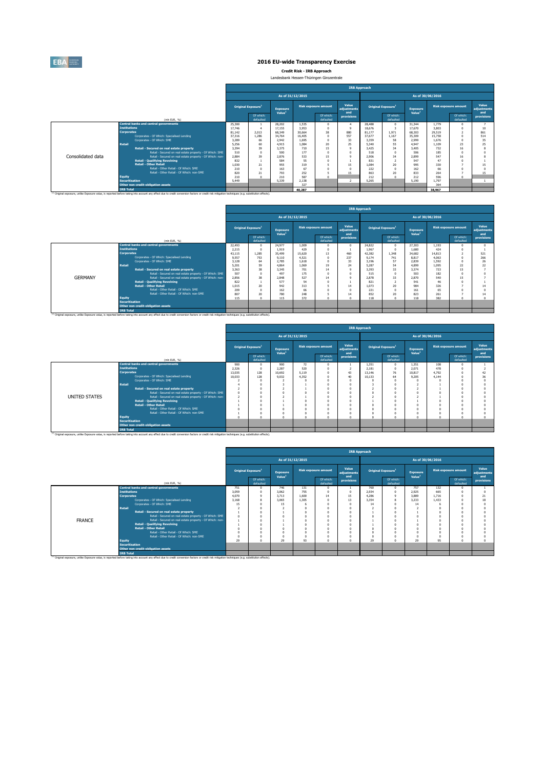# 2016 EU-wide Transparency Exercise

**Credit Risk - IRB Approach**

Landesbank Hessen-Thüringen Girozentrale

| | | IRB Approach | | | | | | | | | | | |
|---|---|---|---|---|---|---|---|---|---|---|---|---|---|
| | | As of 31/12/2015 | | | | | | As of 30/06/2016 | | | | | |
| | | Original Exposure[1] | | Exposure Value[1] | Risk exposure amount | | Value adjustments and provisions | Original Exposure[1] | | Exposure Value[1] | Risk exposure amount | | Value adjustments and provisions |
| | (mln EUR, %) | | Of which: defaulted | | | Of which: defaulted | | | Of which: defaulted | | | Of which: defaulted | |
| Consolidated data | Central banks and central governments | 25,300 | 1 | 28,202 | 1,535 | 0 | 4 | 28,488 | 0 | 31,344 | 1,779 | 0 | 7 |
| | Institutions | 17,746 | 4 | 17,155 | 3,953 | 0 | 9 | 18,676 | 3 | 17,670 | 3,803 | 0 | 10 |
| | Corporates | 81,142 | 2,013 | 68,349 | 30,664 | 38 | 880 | 81,177 | 1,971 | 68,303 | 29,519 | 2 | 861 |
| | Corporates - Of Which: Specialised Lending | 37,316 | 1,286 | 34,764 | 16,405 | 0 | 557 | 37,677 | 1,167 | 35,309 | 15,758 | 0 | 514 |
| | Corporates - Of Which: SME | 3,289 | 66 | 2,942 | 1,695 | 0 | 33 | 3,359 | 58 | 2,999 | 1,676 | 0 | 35 |
| | Retail | 5,256 | 60 | 4,915 | 1,084 | 20 | 25 | 5,340 | 55 | 4,947 | 1,109 | 23 | 25 |
| | Retail - Secured on real estate property | 3,394 | 39 | 3,375 | 710 | 15 | 9 | 3,425 | 34 | 3,405 | 732 | 16 | 8 |
| | Retail - Secured on real estate property - Of Which: SME | 510 | 0 | 500 | 177 | 0 | 0 | 518 | 0 | 506 | 185 | 0 | 0 |
| | Retail - Secured on real estate property - Of Which: non-SME | 2,884 | 39 | 2,876 | 533 | 15 | 9 | 2,906 | 34 | 2,899 | 547 | 16 | 8 |
| | Retail - Qualifying Revolving | 832 | 1 | 584 | 55 | 0 | 1 | 831 | 2 | 547 | 47 | 0 | 1 |
| | Retail - Other Retail | 1,030 | 21 | 955 | 319 | 5 | 15 | 1,084 | 20 | 995 | 330 | 7 | 15 |
| | Retail - Other Retail - Of Which: SME | 210 | 0 | 163 | 67 | 0 | 0 | 222 | 0 | 162 | 66 | 0 | 0 |
| | Retail - Other Retail - Of Which: non-SME | 820 | 21 | 793 | 252 | 5 | 15 | 863 | 20 | 833 | 264 | 7 | 15 |
| | Equity | 210 | 0 | 210 | 587 | 0 | | 212 | 0 | 212 | 596 | 0 | |
| | Securitisation | 5,449 | | 5,339 | 2,138 | | 2 | 5,265 | | 5,190 | 1,797 | | 1 |
| | Other non credit-obligation assets | | | | 327 | | | | | | 364 | | |
| | IRB Total | | | | 40,287 | | | | | | 38,967 | | |

[1] Original exposure, unlike Exposure value, is reported before taking into account any effect due to credit conversion factors or credit risk mitigation techniques (e.g. substitution effects).

| | | IRB Approach | | | | | | | | | | | |
|---|---|---|---|---|---|---|---|---|---|---|---|---|---|
| | | As of 31/12/2015 | | | | | | As of 30/06/2016 | | | | | |
| | | Original Exposure[1] | | Exposure Value[1] | Risk exposure amount | | Value adjustments and provisions | Original Exposure[1] | | Exposure Value[1] | Risk exposure amount | | Value adjustments and provisions |
| | (mln EUR, %) | | Of which: defaulted | | | Of which: defaulted | | | Of which: defaulted | | | Of which: defaulted | |
| GERMANY | Central banks and central governments | 22,493 | 0 | 24,977 | 1,009 | 0 | 0 | 24,822 | 0 | 27,303 | 1,193 | 0 | 0 |
| | Institutions | 2,215 | 0 | 1,919 | 429 | 0 | 1 | 1,967 | 0 | 1,680 | 424 | 0 | 1 |
| | Corporates | 43,115 | 1,285 | 35,499 | 15,620 | 13 | 460 | 42,382 | 1,348 | 34,682 | 14,813 | 2 | 521 |
| | Corporates - Of Which: Specialised Lending | 9,557 | 753 | 9,110 | 4,521 | 0 | 237 | 9,174 | 741 | 8,817 | 4,063 | 0 | 266 |
| | Corporates - Of Which: SME | 3,128 | 64 | 2,785 | 1,618 | 0 | 33 | 3,196 | 57 | 2,839 | 1,592 | 0 | 26 |
| | Retail | 5,201 | 59 | 4,864 | 1,069 | 19 | 24 | 5,287 | 54 | 4,899 | 1,095 | 22 | 22 |
| | Retail - Secured on real estate property | 3,363 | 38 | 3,345 | 701 | 14 | 9 | 3,393 | 33 | 3,374 | 723 | 15 | 7 |
| | Retail - Secured on real estate property - Of Which: SME | 507 | 0 | 497 | 175 | 0 | 0 | 515 | 0 | 503 | 182 | 0 | 0 |
| | Retail - Secured on real estate property - Of Which: non-SME | 2,856 | 38 | 2,848 | 527 | 14 | 9 | 2,878 | 33 | 2,870 | 540 | 15 | 7 |
| | Retail - Qualifying Revolving | 822 | 1 | 577 | 54 | 0 | 1 | 821 | 2 | 541 | 46 | 0 | 1 |
| | Retail - Other Retail | 1,015 | 20 | 942 | 313 | 5 | 14 | 1,073 | 20 | 984 | 326 | 7 | 14 |
| | Retail - Other Retail - Of Which: SME | 209 | 0 | 162 | 66 | 0 | 0 | 221 | 0 | 161 | 65 | 0 | 0 |
| | Retail - Other Retail - Of Which: non-SME | 807 | 20 | 780 | 248 | 5 | 14 | 852 | 20 | 823 | 261 | 7 | 14 |
| | Equity | 115 | 0 | 115 | 372 | 0 | 0 | 118 | 0 | 118 | 382 | 0 | 0 |
| | Securitisation | | | | | | | | | | | | |
| | Other non credit-obligation assets | | | | | | | | | | | | |
| | IRB Total | | | | | | | | | | | | |

[1] Original exposure, unlike Exposure value, is reported before taking into account any effect due to credit conversion factors or credit risk mitigation techniques (e.g. substitution effects).

| | | IRB Approach | | | | | | | | | | | |
|---|---|---|---|---|---|---|---|---|---|---|---|---|---|
| | | As of 31/12/2015 | | | | | | As of 30/06/2016 | | | | | |
| | | Original Exposure[1] | | Exposure Value[1] | Risk exposure amount | | Value adjustments and provisions | Original Exposure[1] | | Exposure Value[1] | Risk exposure amount | | Value adjustments and provisions |
| | (mln EUR, %) | | Of which: defaulted | | | Of which: defaulted | | | Of which: defaulted | | | Of which: defaulted | |
| UNITED STATES | Central banks and central governments | 900 | 0 | 900 | 72 | 0 | 1 | 1,351 | 0 | 1,351 | 108 | 0 | 1 |
| | Institutions | 2,326 | 0 | 2,287 | 520 | 0 | 2 | 2,181 | 0 | 2,071 | 478 | 0 | 2 |
| | Corporates | 13,035 | 128 | 10,692 | 5,119 | 0 | 43 | 13,146 | 76 | 10,817 | 4,792 | 0 | 42 |
| | Corporates - Of Which: Specialised Lending | 10,033 | 128 | 9,032 | 4,352 | 0 | 40 | 10,133 | 64 | 9,205 | 4,144 | 0 | 36 |
| | Corporates - Of Which: SME | 2 | 0 | 2 | 0 | 0 | 0 | 0 | 0 | 0 | 0 | 0 | 0 |
| | Retail | 4 | 0 | 3 | 1 | 0 | 0 | 3 | 0 | 2 | 1 | 0 | 0 |
| | Retail - Secured on real estate property | 2 | 0 | 2 | 1 | 0 | 0 | 2 | 0 | 2 | 1 | 0 | 0 |
| | Retail - Secured on real estate property - Of Which: SME | 0 | 0 | 0 | 0 | 0 | 0 | 0 | 0 | 0 | 0 | 0 | 0 |
| | Retail - Secured on real estate property - Of Which: non-SME | 2 | 0 | 2 | 1 | 0 | 0 | 2 | 0 | 2 | 1 | 0 | 0 |
| | Retail - Qualifying Revolving | 1 | 0 | 1 | 0 | 0 | 0 | 1 | 0 | 1 | 0 | 0 | 0 |
| | Retail - Other Retail | 1 | 0 | 1 | 0 | 0 | 0 | 0 | 0 | 0 | 0 | 0 | 0 |
| | Retail - Other Retail - Of Which: SME | 0 | 0 | 0 | 0 | 0 | 0 | 0 | 0 | 0 | 0 | 0 | 0 |
| | Retail - Other Retail - Of Which: non-SME | 1 | 0 | 0 | 0 | 0 | 0 | 0 | 0 | 0 | 0 | 0 | 0 |
| | Equity | 0 | 0 | 0 | 0 | 0 | 0 | 0 | 0 | 0 | 0 | 0 | 0 |
| | Securitisation | | | | | | | | | | | | |
| | Other non credit-obligation assets | | | | | | | | | | | | |
| | IRB Total | | | | | | | | | | | | |

[1] Original exposure, unlike Exposure value, is reported before taking into account any effect due to credit conversion factors or credit risk mitigation techniques (e.g. substitution effects).

| | | IRB Approach | | | | | | | | | | | |
|---|---|---|---|---|---|---|---|---|---|---|---|---|---|
| | | As of 31/12/2015 | | | | | | As of 30/06/2016 | | | | | |
| | | Original Exposure[1] | | Exposure Value[1] | Risk exposure amount | | Value adjustments and provisions | Original Exposure[1] | | Exposure Value[1] | Risk exposure amount | | Value adjustments and provisions |
| | (mln EUR, %) | | Of which: defaulted | | | Of which: defaulted | | | Of which: defaulted | | | Of which: defaulted | |
| FRANCE | Central banks and central governments | 751 | 0 | 746 | 131 | 0 | 1 | 760 | 0 | 757 | 132 | 0 | 1 |
| | Institutions | 3,059 | 0 | 3,062 | 755 | 0 | 0 | 2,934 | 0 | 2,925 | 665 | 0 | 0 |
| | Corporates | 4,070 | 9 | 3,713 | 1,600 | 14 | 15 | 4,286 | 9 | 3,889 | 1,716 | 0 | 21 |
| | Corporates - Of Which: Specialised Lending | 3,168 | 8 | 3,065 | 1,305 | 0 | 13 | 3,354 | 8 | 3,233 | 1,433 | 0 | 18 |
| | Corporates - Of Which: SME | 15 | 0 | 15 | 6 | 0 | 0 | 14 | 0 | 14 | 6 | 0 | 0 |
| | Retail | 2 | 0 | 2 | 0 | 0 | 0 | 2 | 0 | 2 | 0 | 0 | 0 |
| | Retail - Secured on real estate property | 1 | 0 | 1 | 0 | 0 | 0 | 1 | 0 | 1 | 0 | 0 | 0 |
| | Retail - Secured on real estate property - Of Which: SME | 0 | 0 | 0 | 0 | 0 | 0 | 0 | 0 | 0 | 0 | 0 | 0 |
| | Retail - Secured on real estate property - Of Which: non-SME | 1 | 0 | 1 | 0 | 0 | 0 | 1 | 0 | 1 | 0 | 0 | 0 |
| | Retail - Qualifying Revolving | 1 | 0 | 1 | 0 | 0 | 0 | 1 | 0 | 0 | 0 | 0 | 0 |
| | Retail - Other Retail | 0 | 0 | 0 | 0 | 0 | 0 | 0 | 0 | 0 | 0 | 0 | 0 |
| | Retail - Other Retail - Of Which: SME | 0 | 0 | 0 | 0 | 0 | 0 | 0 | 0 | 0 | 0 | 0 | 0 |
| | Retail - Other Retail - Of Which: non-SME | 0 | 0 | 0 | 0 | 0 | 0 | 0 | 0 | 0 | 0 | 0 | 0 |
| | Equity | 29 | 0 | 29 | 93 | 0 | 0 | 29 | 0 | 29 | 95 | 0 | 0 |
| | Securitisation | | | | | | | | | | | | |
| | Other non credit-obligation assets | | | | | | | | | | | | |
| | IRB Total | | | | | | | | | | | | |

[1] Original exposure, unlike Exposure value, is reported before taking into account any effect due to credit conversion factors or credit risk mitigation techniques (e.g. substitution effects).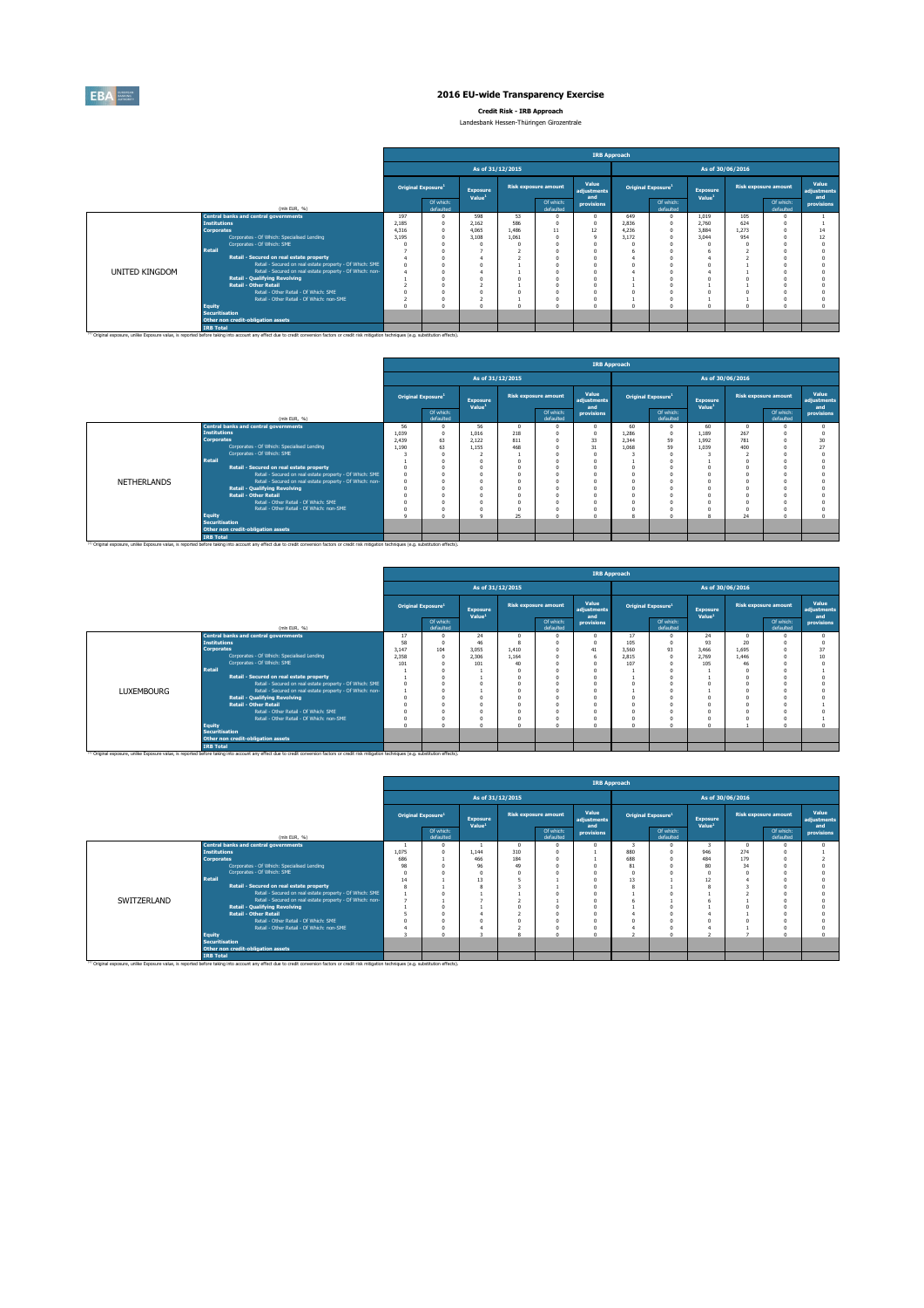# 2016 EU-wide Transparency Exercise

**Credit Risk - IRB Approach**

Landesbank Hessen-Thüringen Girozentrale

| | (mln EUR, %) | As of 31/12/2015 | | | | | | As of 30/06/2016 | | | | | |
|---|---|---|---|---|---|---|---|---|---|---|---|---|---|
| | | Original Exposure[1] | Of which: defaulted | Exposure Value[1] | Risk exposure amount | Of which: defaulted | Value adjustments and provisions | Original Exposure[1] | Of which: defaulted | Exposure Value[1] | Risk exposure amount | Of which: defaulted | Value adjustments and provisions |
| UNITED KINGDOM | Central banks and central governments | 197 | 0 | 598 | 53 | 0 | 0 | 649 | 0 | 1,019 | 105 | 0 | 1 |
| | Institutions | 2,185 | 0 | 2,162 | 586 | 0 | 0 | 2,836 | 0 | 2,760 | 624 | 0 | 1 |
| | Corporates | 4,316 | 0 | 4,065 | 1,486 | 11 | 12 | 4,236 | 0 | 3,884 | 1,273 | 0 | 14 |
| | Corporates - Of Which: Specialised Lending | 3,195 | 0 | 3,108 | 1,061 | 0 | 9 | 3,172 | 0 | 3,044 | 954 | 0 | 12 |
| | Corporates - Of Which: SME | 0 | 0 | 0 | 0 | 0 | 0 | 0 | 0 | 0 | 0 | 0 | 0 |
| | Retail | 7 | 0 | 7 | 2 | 0 | 0 | 6 | 0 | 6 | 2 | 0 | 0 |
| | Retail - Secured on real estate property | 4 | 0 | 4 | 2 | 0 | 0 | 4 | 0 | 4 | 2 | 0 | 0 |
| | Retail - Secured on real estate property - Of Which: SME | 0 | 0 | 0 | 1 | 0 | 0 | 0 | 0 | 0 | 1 | 0 | 0 |
| | Retail - Secured on real estate property - Of Which: non-SME | 4 | 0 | 4 | 1 | 0 | 0 | 4 | 0 | 4 | 1 | 0 | 0 |
| | Retail - Qualifying Revolving | 1 | 0 | 0 | 0 | 0 | 0 | 1 | 0 | 0 | 0 | 0 | 0 |
| | Retail - Other Retail | 2 | 0 | 2 | 1 | 0 | 0 | 1 | 0 | 1 | 1 | 0 | 0 |
| | Retail - Other Retail - Of Which: SME | 0 | 0 | 0 | 0 | 0 | 0 | 0 | 0 | 0 | 0 | 0 | 0 |
| | Retail - Other Retail - Of Which: non-SME | 2 | 0 | 2 | 1 | 0 | 0 | 1 | 0 | 1 | 1 | 0 | 0 |
| | Equity | 0 | 0 | 0 | 0 | 0 | 0 | 0 | 0 | 0 | 0 | 0 | 0 |
| | Securitisation | | | | | | | | | | | | |
| | Other non credit-obligation assets | | | | | | | | | | | | |
| | IRB Total | | | | | | | | | | | | |

(1) Original exposure, unlike Exposure value, is reported before taking into account any effect due to credit conversion factors or credit risk mitigation techniques (e.g. substitution effects).

| | (mln EUR, %) | As of 31/12/2015 | | | | | | As of 30/06/2016 | | | | | |
|---|---|---|---|---|---|---|---|---|---|---|---|---|---|
| | | Original Exposure[1] | Of which: defaulted | Exposure Value[1] | Risk exposure amount | Of which: defaulted | Value adjustments and provisions | Original Exposure[1] | Of which: defaulted | Exposure Value[1] | Risk exposure amount | Of which: defaulted | Value adjustments and provisions |
| NETHERLANDS | Central banks and central governments | 56 | 0 | 56 | 0 | 0 | 0 | 60 | 0 | 60 | 0 | 0 | 0 |
| | Institutions | 1,039 | 0 | 1,016 | 218 | 0 | 0 | 1,286 | 0 | 1,189 | 267 | 0 | 0 |
| | Corporates | 2,439 | 63 | 2,122 | 811 | 0 | 33 | 2,344 | 59 | 1,992 | 781 | 0 | 30 |
| | Corporates - Of Which: Specialised Lending | 1,190 | 63 | 1,155 | 468 | 0 | 31 | 1,068 | 59 | 1,039 | 400 | 0 | 27 |
| | Corporates - Of Which: SME | 3 | 0 | 2 | 1 | 0 | 0 | 3 | 0 | 3 | 2 | 0 | 0 |
| | Retail | 1 | 0 | 0 | 0 | 0 | 0 | 1 | 0 | 1 | 0 | 0 | 0 |
| | Retail - Secured on real estate property | 0 | 0 | 0 | 0 | 0 | 0 | 0 | 0 | 0 | 0 | 0 | 0 |
| | Retail - Secured on real estate property - Of Which: SME | 0 | 0 | 0 | 0 | 0 | 0 | 0 | 0 | 0 | 0 | 0 | 0 |
| | Retail - Secured on real estate property - Of Which: non-SME | 0 | 0 | 0 | 0 | 0 | 0 | 0 | 0 | 0 | 0 | 0 | 0 |
| | Retail - Qualifying Revolving | 0 | 0 | 0 | 0 | 0 | 0 | 1 | 0 | 0 | 0 | 0 | 0 |
| | Retail - Other Retail | 0 | 0 | 0 | 0 | 0 | 0 | 0 | 0 | 0 | 0 | 0 | 0 |
| | Retail - Other Retail - Of Which: SME | 0 | 0 | 0 | 0 | 0 | 0 | 0 | 0 | 0 | 0 | 0 | 0 |
| | Retail - Other Retail - Of Which: non-SME | 0 | 0 | 0 | 0 | 0 | 0 | 0 | 0 | 0 | 0 | 0 | 0 |
| | Equity | 9 | 0 | 9 | 25 | 0 | 0 | 8 | 0 | 8 | 24 | 0 | 0 |
| | Securitisation | | | | | | | | | | | | |
| | Other non credit-obligation assets | | | | | | | | | | | | |
| | IRB Total | | | | | | | | | | | | |

(1) Original exposure, unlike Exposure value, is reported before taking into account any effect due to credit conversion factors or credit risk mitigation techniques (e.g. substitution effects).

| | (mln EUR, %) | As of 31/12/2015 | | | | | | As of 30/06/2016 | | | | | |
|---|---|---|---|---|---|---|---|---|---|---|---|---|---|
| | | Original Exposure[1] | Of which: defaulted | Exposure Value[1] | Risk exposure amount | Of which: defaulted | Value adjustments and provisions | Original Exposure[1] | Of which: defaulted | Exposure Value[1] | Risk exposure amount | Of which: defaulted | Value adjustments and provisions |
| LUXEMBOURG | Central banks and central governments | 17 | 0 | 24 | 0 | 0 | 0 | 17 | 0 | 24 | 0 | 0 | 0 |
| | Institutions | 58 | 0 | 46 | 8 | 0 | 0 | 105 | 0 | 93 | 20 | 0 | 0 |
| | Corporates | 3,147 | 104 | 3,055 | 1,410 | 0 | 41 | 3,560 | 93 | 3,466 | 1,695 | 0 | 37 |
| | Corporates - Of Which: Specialised Lending | 2,358 | 0 | 2,306 | 1,164 | 0 | 6 | 2,815 | 0 | 2,769 | 1,446 | 0 | 10 |
| | Corporates - Of Which: SME | 101 | 0 | 101 | 40 | 0 | 0 | 107 | 0 | 105 | 46 | 0 | 0 |
| | Retail | 1 | 0 | 1 | 0 | 0 | 0 | 1 | 0 | 1 | 0 | 0 | 1 |
| | Retail - Secured on real estate property | 1 | 0 | 1 | 0 | 0 | 0 | 1 | 0 | 1 | 0 | 0 | 0 |
| | Retail - Secured on real estate property - Of Which: SME | 0 | 0 | 0 | 0 | 0 | 0 | 0 | 0 | 0 | 0 | 0 | 0 |
| | Retail - Secured on real estate property - Of Which: non-SME | 1 | 0 | 1 | 0 | 0 | 0 | 1 | 0 | 1 | 0 | 0 | 0 |
| | Retail - Qualifying Revolving | 0 | 0 | 0 | 0 | 0 | 0 | 0 | 0 | 0 | 0 | 0 | 0 |
| | Retail - Other Retail | 0 | 0 | 0 | 0 | 0 | 0 | 0 | 0 | 0 | 0 | 0 | 1 |
| | Retail - Other Retail - Of Which: SME | 0 | 0 | 0 | 0 | 0 | 0 | 0 | 0 | 0 | 0 | 0 | 0 |
| | Retail - Other Retail - Of Which: non-SME | 0 | 0 | 0 | 0 | 0 | 0 | 0 | 0 | 0 | 0 | 0 | 1 |
| | Equity | 0 | 0 | 0 | 0 | 0 | 0 | 0 | 0 | 0 | 1 | 0 | 0 |
| | Securitisation | | | | | | | | | | | | |
| | Other non credit-obligation assets | | | | | | | | | | | | |
| | IRB Total | | | | | | | | | | | | |

(1) Original exposure, unlike Exposure value, is reported before taking into account any effect due to credit conversion factors or credit risk mitigation techniques (e.g. substitution effects).

| | (mln EUR, %) | As of 31/12/2015 | | | | | | As of 30/06/2016 | | | | | |
|---|---|---|---|---|---|---|---|---|---|---|---|---|---|
| | | Original Exposure[1] | Of which: defaulted | Exposure Value[1] | Risk exposure amount | Of which: defaulted | Value adjustments and provisions | Original Exposure[1] | Of which: defaulted | Exposure Value[1] | Risk exposure amount | Of which: defaulted | Value adjustments and provisions |
| SWITZERLAND | Central banks and central governments | 1 | 0 | 1 | 0 | 0 | 0 | 3 | 0 | 3 | 0 | 0 | 0 |
| | Institutions | 1,075 | 0 | 1,144 | 310 | 0 | 1 | 880 | 0 | 946 | 274 | 0 | 1 |
| | Corporates | 686 | 1 | 466 | 184 | 0 | 1 | 688 | 0 | 484 | 179 | 0 | 2 |
| | Corporates - Of Which: Specialised Lending | 98 | 0 | 96 | 49 | 0 | 0 | 81 | 0 | 80 | 34 | 0 | 0 |
| | Corporates - Of Which: SME | 0 | 0 | 0 | 0 | 0 | 0 | 0 | 0 | 0 | 0 | 0 | 0 |
| | Retail | 14 | 1 | 13 | 5 | 1 | 0 | 13 | 1 | 12 | 4 | 0 | 0 |
| | Retail - Secured on real estate property | 8 | 1 | 8 | 3 | 1 | 0 | 8 | 1 | 8 | 3 | 0 | 0 |
| | Retail - Secured on real estate property - Of Which: SME | 1 | 0 | 1 | 1 | 0 | 0 | 1 | 0 | 1 | 2 | 0 | 0 |
| | Retail - Secured on real estate property - Of Which: non-SME | 7 | 1 | 7 | 2 | 1 | 0 | 6 | 1 | 6 | 1 | 0 | 0 |
| | Retail - Qualifying Revolving | 1 | 0 | 1 | 0 | 0 | 0 | 1 | 0 | 1 | 0 | 0 | 0 |
| | Retail - Other Retail | 5 | 0 | 4 | 2 | 0 | 0 | 4 | 0 | 4 | 1 | 0 | 0 |
| | Retail - Other Retail - Of Which: SME | 0 | 0 | 0 | 0 | 0 | 0 | 0 | 0 | 0 | 0 | 0 | 0 |
| | Retail - Other Retail - Of Which: non-SME | 4 | 0 | 4 | 2 | 0 | 0 | 4 | 0 | 4 | 1 | 0 | 0 |
| | Equity | 3 | 0 | 3 | 8 | 0 | 0 | 2 | 0 | 2 | 7 | 0 | 0 |
| | Securitisation | | | | | | | | | | | | |
| | Other non credit-obligation assets | | | | | | | | | | | | |
| | IRB Total | | | | | | | | | | | | |

(1) Original exposure, unlike Exposure value, is reported before taking into account any effect due to credit conversion factors or credit risk mitigation techniques (e.g. substitution effects).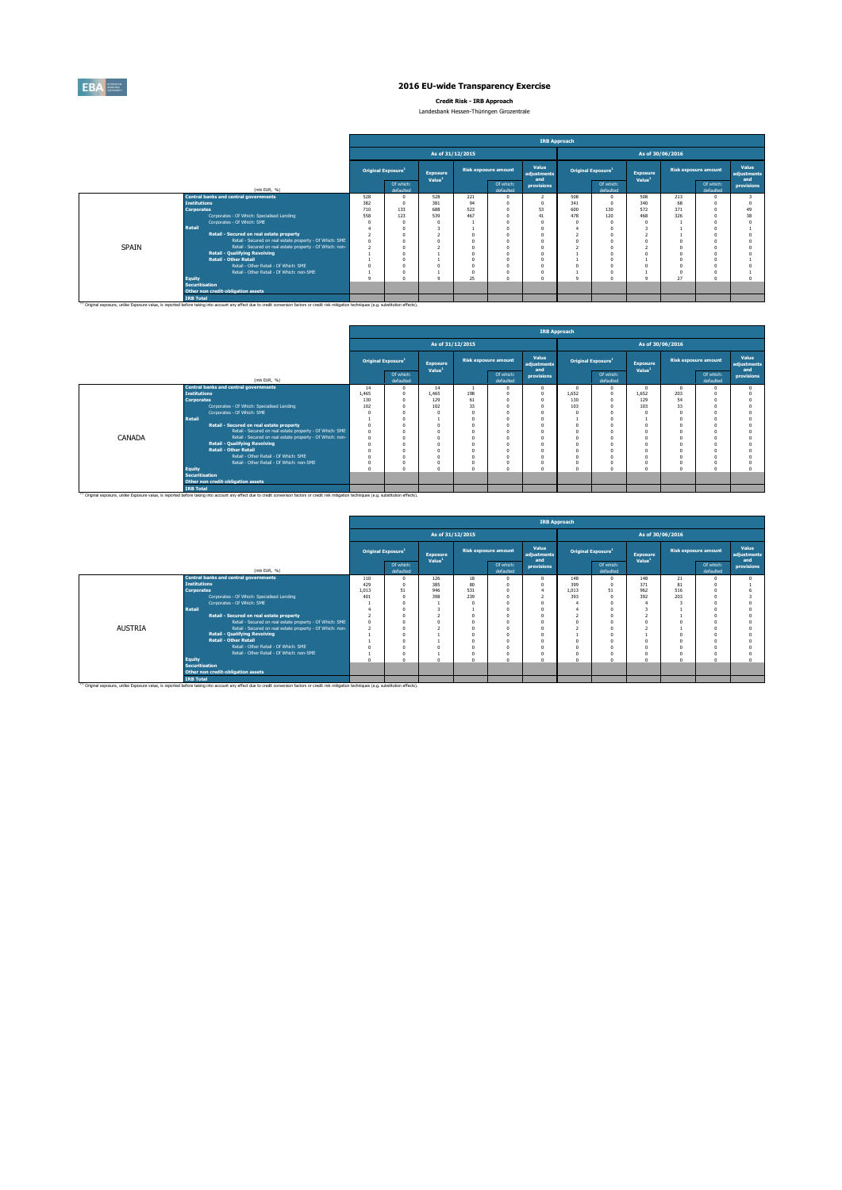# 2016 EU-wide Transparency Exercise

**Credit Risk - IRB Approach**

Landesbank Hessen-Thüringen Girozentrale

| | | IRB Approach | | | | | | | | | | |
|---|---|---|---|---|---|---|---|---|---|---|---|---|
| | | As of 31/12/2015 | | | | | | As of 30/06/2016 | | | | |
| | | Original Exposure[1] | | Exposure Value[1] | Risk exposure amount | | Value adjustments and provisions | Original Exposure[1] | | Exposure Value[1] | Risk exposure amount | | Value adjustments and provisions |
| | (mln EUR, %) | | Of which: defaulted | | | Of which: defaulted | | | Of which: defaulted | | | Of which: defaulted | |
| SPAIN | Central banks and central governments | 528 | 0 | 528 | 221 | 0 | 2 | 508 | 0 | 508 | 213 | 0 | 3 |
| | Institutions | 382 | 0 | 381 | 94 | 0 | 0 | 341 | 0 | 340 | 68 | 0 | 0 |
| | Corporates | 710 | 133 | 688 | 523 | 0 | 53 | 600 | 130 | 572 | 371 | 0 | 49 |
| | Corporates - Of Which: Specialised Lending | 558 | 123 | 539 | 467 | 0 | 41 | 478 | 120 | 468 | 326 | 0 | 38 |
| | Corporates - Of Which: SME | 0 | 0 | 0 | 1 | 0 | 0 | 0 | 0 | 0 | 1 | 0 | 0 |
| | Retail | 4 | 0 | 3 | 1 | 0 | 0 | 4 | 0 | 3 | 1 | 0 | 1 |
| | Retail - Secured on real estate property | 2 | 0 | 2 | 0 | 0 | 0 | 2 | 0 | 2 | 1 | 0 | 0 |
| | Retail - Secured on real estate property - Of Which: SME | 0 | 0 | 0 | 0 | 0 | 0 | 0 | 0 | 0 | 0 | 0 | 0 |
| | Retail - Secured on real estate property - Of Which: non-SME | 2 | 0 | 2 | 0 | 0 | 0 | 2 | 0 | 2 | 0 | 0 | 0 |
| | Retail - Qualifying Revolving | 1 | 0 | 1 | 0 | 0 | 0 | 1 | 0 | 0 | 0 | 0 | 0 |
| | Retail - Other Retail | 1 | 0 | 1 | 0 | 0 | 0 | 1 | 0 | 1 | 0 | 0 | 1 |
| | Retail - Other Retail - Of Which: SME | 0 | 0 | 0 | 0 | 0 | 0 | 0 | 0 | 0 | 0 | 0 | 0 |
| | Retail - Other Retail - Of Which: non-SME | 1 | 0 | 1 | 0 | 0 | 0 | 1 | 0 | 1 | 0 | 0 | 1 |
| | Equity | 9 | 0 | 9 | 25 | 0 | 0 | 9 | 0 | 9 | 27 | 0 | 0 |
| | Securitisation | | | | | | | | | | | | |
| | Other non credit-obligation assets | | | | | | | | | | | | |
| | IRB Total | | | | | | | | | | | | |

[1] Original exposure, unlike Exposure value, is reported before taking into account any effect due to credit conversion factors or credit risk mitigation techniques (e.g. substitution effects).

| | | IRB Approach | | | | | | | | | | |
|---|---|---|---|---|---|---|---|---|---|---|---|---|
| | | As of 31/12/2015 | | | | | | As of 30/06/2016 | | | | |
| | | Original Exposure[1] | | Exposure Value[1] | Risk exposure amount | | Value adjustments and provisions | Original Exposure[1] | | Exposure Value[1] | Risk exposure amount | | Value adjustments and provisions |
| | (mln EUR, %) | | Of which: defaulted | | | Of which: defaulted | | | Of which: defaulted | | | Of which: defaulted | |
| CANADA | Central banks and central governments | 14 | 0 | 14 | 1 | 0 | 0 | 0 | 0 | 0 | 0 | 0 | 0 |
| | Institutions | 1,465 | 0 | 1,465 | 198 | 0 | 0 | 1,652 | 0 | 1,652 | 203 | 0 | 0 |
| | Corporates | 130 | 0 | 129 | 61 | 0 | 0 | 130 | 0 | 129 | 54 | 0 | 0 |
| | Corporates - Of Which: Specialised Lending | 102 | 0 | 102 | 33 | 0 | 0 | 103 | 0 | 103 | 33 | 0 | 0 |
| | Corporates - Of Which: SME | 0 | 0 | 0 | 0 | 0 | 0 | 0 | 0 | 0 | 0 | 0 | 0 |
| | Retail | 1 | 0 | 1 | 0 | 0 | 0 | 1 | 0 | 1 | 0 | 0 | 0 |
| | Retail - Secured on real estate property | 0 | 0 | 0 | 0 | 0 | 0 | 0 | 0 | 0 | 0 | 0 | 0 |
| | Retail - Secured on real estate property - Of Which: SME | 0 | 0 | 0 | 0 | 0 | 0 | 0 | 0 | 0 | 0 | 0 | 0 |
| | Retail - Secured on real estate property - Of Which: non-SME | 0 | 0 | 0 | 0 | 0 | 0 | 0 | 0 | 0 | 0 | 0 | 0 |
| | Retail - Qualifying Revolving | 0 | 0 | 0 | 0 | 0 | 0 | 0 | 0 | 0 | 0 | 0 | 0 |
| | Retail - Other Retail | 0 | 0 | 0 | 0 | 0 | 0 | 0 | 0 | 0 | 0 | 0 | 0 |
| | Retail - Other Retail - Of Which: SME | 0 | 0 | 0 | 0 | 0 | 0 | 0 | 0 | 0 | 0 | 0 | 0 |
| | Retail - Other Retail - Of Which: non-SME | 0 | 0 | 0 | 0 | 0 | 0 | 0 | 0 | 0 | 0 | 0 | 0 |
| | Equity | 0 | 0 | 0 | 0 | 0 | 0 | 0 | 0 | 0 | 0 | 0 | 0 |
| | Securitisation | | | | | | | | | | | | |
| | Other non credit-obligation assets | | | | | | | | | | | | |
| | IRB Total | | | | | | | | | | | | |

[1] Original exposure, unlike Exposure value, is reported before taking into account any effect due to credit conversion factors or credit risk mitigation techniques (e.g. substitution effects).

| | | IRB Approach | | | | | | | | | | |
|---|---|---|---|---|---|---|---|---|---|---|---|---|
| | | As of 31/12/2015 | | | | | | As of 30/06/2016 | | | | |
| | | Original Exposure[1] | | Exposure Value[1] | Risk exposure amount | | Value adjustments and provisions | Original Exposure[1] | | Exposure Value[1] | Risk exposure amount | | Value adjustments and provisions |
| | (mln EUR, %) | | Of which: defaulted | | | Of which: defaulted | | | Of which: defaulted | | | Of which: defaulted | |
| AUSTRIA | Central banks and central governments | 110 | 0 | 126 | 18 | 0 | 0 | 148 | 0 | 148 | 21 | 0 | 0 |
| | Institutions | 429 | 0 | 385 | 80 | 0 | 0 | 399 | 0 | 371 | 81 | 0 | 1 |
| | Corporates | 1,013 | 51 | 946 | 531 | 0 | 4 | 1,013 | 51 | 962 | 516 | 0 | 6 |
| | Corporates - Of Which: Specialised Lending | 401 | 0 | 398 | 239 | 0 | 2 | 393 | 0 | 392 | 203 | 0 | 3 |
| | Corporates - Of Which: SME | 1 | 0 | 1 | 0 | 0 | 0 | 4 | 0 | 4 | 3 | 0 | 0 |
| | Retail | 4 | 0 | 3 | 1 | 0 | 0 | 4 | 0 | 3 | 1 | 0 | 0 |
| | Retail - Secured on real estate property | 2 | 0 | 2 | 0 | 0 | 0 | 2 | 0 | 2 | 1 | 0 | 0 |
| | Retail - Secured on real estate property - Of Which: SME | 0 | 0 | 0 | 0 | 0 | 0 | 0 | 0 | 0 | 0 | 0 | 0 |
| | Retail - Secured on real estate property - Of Which: non-SME | 2 | 0 | 2 | 0 | 0 | 0 | 2 | 0 | 2 | 1 | 0 | 0 |
| | Retail - Qualifying Revolving | 1 | 0 | 1 | 0 | 0 | 0 | 1 | 0 | 1 | 0 | 0 | 0 |
| | Retail - Other Retail | 1 | 0 | 1 | 0 | 0 | 0 | 0 | 0 | 0 | 0 | 0 | 0 |
| | Retail - Other Retail - Of Which: SME | 0 | 0 | 0 | 0 | 0 | 0 | 0 | 0 | 0 | 0 | 0 | 0 |
| | Retail - Other Retail - Of Which: non-SME | 1 | 0 | 1 | 0 | 0 | 0 | 0 | 0 | 0 | 0 | 0 | 0 |
| | Equity | 0 | 0 | 0 | 0 | 0 | 0 | 0 | 0 | 0 | 0 | 0 | 0 |
| | Securitisation | | | | | | | | | | | | |
| | Other non credit-obligation assets | | | | | | | | | | | | |
| | IRB Total | | | | | | | | | | | | |

[1] Original exposure, unlike Exposure value, is reported before taking into account any effect due to credit conversion factors or credit risk mitigation techniques (e.g. substitution effects).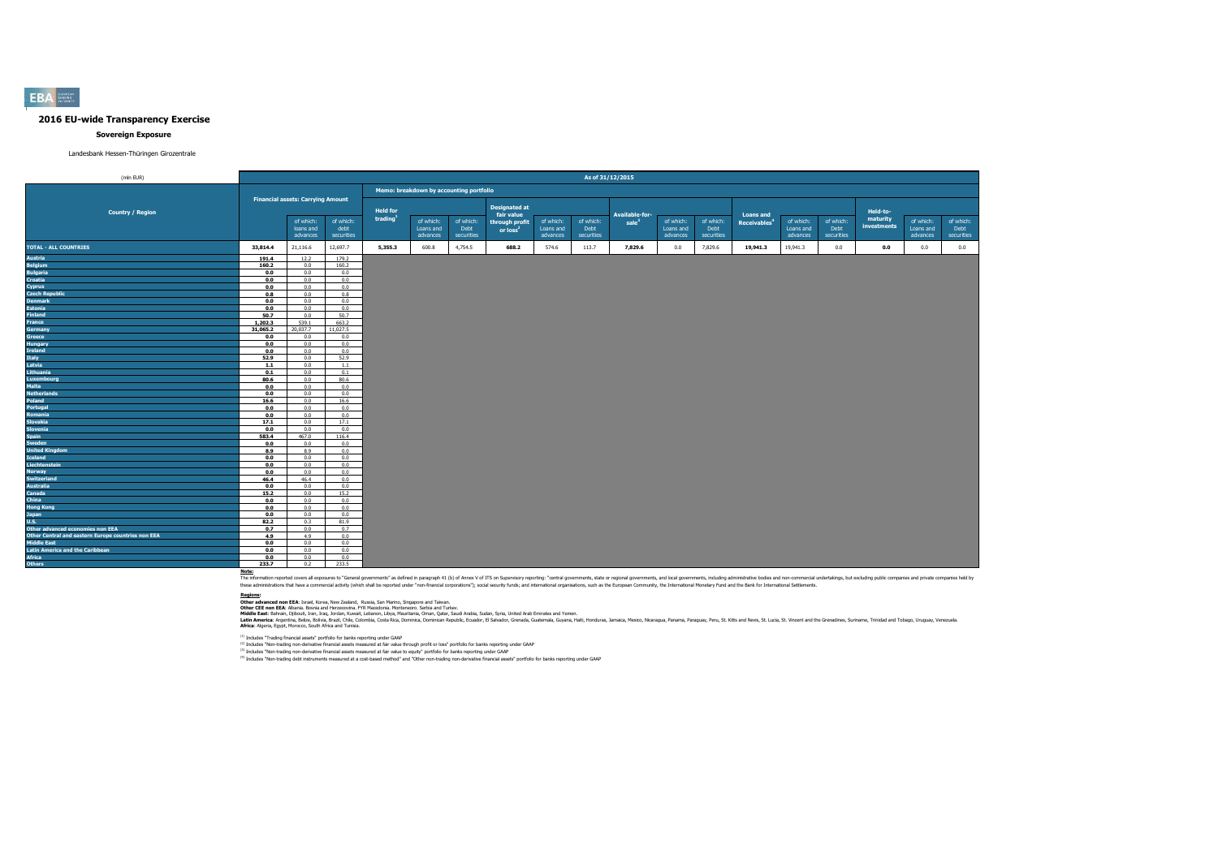# 2016 EU-wide Transparency Exercise

## Sovereign Exposure

Landesbank Hessen-Thüringen Girozentrale

| (mln EUR) | As of 31/12/2015 | | | | | | | | | | | | | | | | | |
|---|---|---|---|---|---|---|---|---|---|---|---|---|---|---|---|---|---|---|
| | Financial assets: Carrying Amount | | | Memo: breakdown by accounting portfolio | | | | | | | | | | | | | | |
| Country / Region | | of which: loans and advances | of which: debt securities | Held for trading[1] | of which: Loans and advances | of which: Debt securities | Designated at fair value through profit or loss[2] | of which: Loans and advances | of which: Debt securities | Available-for-sale[3] | of which: Loans and advances | of which: Debt securities | Loans and Receivables[4] | of which: Loans and advances | of which: Debt securities | Held-to-maturity investments | of which: Loans and advances | of which: Debt securities |
| **TOTAL - ALL COUNTRIES** | **33,814.4** | 21,116.6 | 12,697.7 | **5,355.3** | 600.8 | 4,754.5 | **688.2** | 574.6 | 113.7 | **7,829.6** | 0.0 | 7,829.6 | **19,941.3** | 19,941.3 | 0.0 | **0.0** | 0.0 | 0.0 |
| Austria | 191.4 | 12.2 | 179.2 | | | | | | | | | | | | | | | |
| Belgium | 160.2 | 0.0 | 160.2 | | | | | | | | | | | | | | | |
| Bulgaria | 0.0 | 0.0 | 0.0 | | | | | | | | | | | | | | | |
| Croatia | 0.0 | 0.0 | 0.0 | | | | | | | | | | | | | | | |
| Cyprus | 0.0 | 0.0 | 0.0 | | | | | | | | | | | | | | | |
| Czech Republic | 0.8 | 0.0 | 0.8 | | | | | | | | | | | | | | | |
| Denmark | 0.0 | 0.0 | 0.0 | | | | | | | | | | | | | | | |
| Estonia | 0.0 | 0.0 | 0.0 | | | | | | | | | | | | | | | |
| Finland | 50.7 | 0.0 | 50.7 | | | | | | | | | | | | | | | |
| France | 1,202.3 | 539.1 | 663.2 | | | | | | | | | | | | | | | |
| Germany | 31,065.2 | 20,037.7 | 11,027.5 | | | | | | | | | | | | | | | |
| Greece | 0.0 | 0.0 | 0.0 | | | | | | | | | | | | | | | |
| Hungary | 0.0 | 0.0 | 0.0 | | | | | | | | | | | | | | | |
| Ireland | 0.0 | 0.0 | 0.0 | | | | | | | | | | | | | | | |
| Italy | 52.9 | 0.0 | 52.9 | | | | | | | | | | | | | | | |
| Latvia | 1.1 | 0.0 | 1.1 | | | | | | | | | | | | | | | |
| Lithuania | 0.1 | 0.0 | 0.1 | | | | | | | | | | | | | | | |
| Luxembourg | 80.6 | 0.0 | 80.6 | | | | | | | | | | | | | | | |
| Malta | 0.0 | 0.0 | 0.0 | | | | | | | | | | | | | | | |
| Netherlands | 0.0 | 0.0 | 0.0 | | | | | | | | | | | | | | | |
| Poland | 16.6 | 0.0 | 16.6 | | | | | | | | | | | | | | | |
| Portugal | 0.0 | 0.0 | 0.0 | | | | | | | | | | | | | | | |
| Romania | 0.0 | 0.0 | 0.0 | | | | | | | | | | | | | | | |
| Slovakia | 17.1 | 0.0 | 17.1 | | | | | | | | | | | | | | | |
| Slovenia | 0.0 | 0.0 | 0.0 | | | | | | | | | | | | | | | |
| Spain | 583.4 | 467.0 | 116.4 | | | | | | | | | | | | | | | |
| Sweden | 0.0 | 0.0 | 0.0 | | | | | | | | | | | | | | | |
| United Kingdom | 8.9 | 8.9 | 0.0 | | | | | | | | | | | | | | | |
| Iceland | 0.0 | 0.0 | 0.0 | | | | | | | | | | | | | | | |
| Liechtenstein | 0.0 | 0.0 | 0.0 | | | | | | | | | | | | | | | |
| Norway | 0.0 | 0.0 | 0.0 | | | | | | | | | | | | | | | |
| Switzerland | 46.4 | 46.4 | 0.0 | | | | | | | | | | | | | | | |
| Australia | 0.0 | 0.0 | 0.0 | | | | | | | | | | | | | | | |
| Canada | 15.2 | 0.0 | 15.2 | | | | | | | | | | | | | | | |
| China | 0.0 | 0.0 | 0.0 | | | | | | | | | | | | | | | |
| Hong Kong | 0.0 | 0.0 | 0.0 | | | | | | | | | | | | | | | |
| Japan | 0.0 | 0.0 | 0.0 | | | | | | | | | | | | | | | |
| U.S. | 82.2 | 0.3 | 81.9 | | | | | | | | | | | | | | | |
| Other advanced economies non EEA | 0.7 | 0.0 | 0.7 | | | | | | | | | | | | | | | |
| Other Central and eastern Europe countries non EEA | 4.9 | 4.9 | 0.0 | | | | | | | | | | | | | | | |
| Middle East | 0.0 | 0.0 | 0.0 | | | | | | | | | | | | | | | |
| Latin America and the Caribbean | 0.0 | 0.0 | 0.0 | | | | | | | | | | | | | | | |
| Africa | 0.0 | 0.0 | 0.0 | | | | | | | | | | | | | | | |
| Others | 233.7 | 0.2 | 233.5 | | | | | | | | | | | | | | | |

**Note:**

The information reported covers all exposures to "General governments" as defined in paragraph 41 (b) of Annex V of ITS on Supervisory reporting: "central governments, state or regional governments, and local governments, including administrative bodies and non-commercial undertakings, but excluding public companies and private companies held by these administrations that have a commercial activity (which shall be reported under "non-financial corporations"); social security funds; and international organisations, such as the European Community, the International Monetary Fund and the Bank for International Settlements.

**Regions:**

**Other advanced non EEA:** Israel, Korea, New Zealand, Russia, San Marino, Singapore and Taiwan.
**Other CEE non EEA:** Albania, Bosnia and Herzegovina, FYR Macedonia, Montenegro, Serbia and Turkey.
**Middle East:** Bahrain, Djibouti, Iran, Iraq, Jordan, Kuwait, Lebanon, Libya, Mauritania, Oman, Qatar, Saudi Arabia, Sudan, Syria, United Arab Emirates and Yemen.
**Latin America:** Argentina, Belize, Bolivia, Brazil, Chile, Colombia, Costa Rica, Dominica, Dominican Republic, Ecuador, El Salvador, Grenada, Guatemala, Guyana, Haiti, Honduras, Jamaica, Mexico, Nicaragua, Panama, Paraguay, Peru, St. Kitts and Nevis, St. Lucia, St. Vincent and the Grenadines, Suriname, Trinidad and Tobago, Uruguay, Venezuela.
**Africa:** Algeria, Egypt, Morocco, South Africa and Tunisia.

[1] Includes "Trading financial assets" portfolio for banks reporting under GAAP

[2] Includes "Non-trading non-derivative financial assets measured at fair value through profit or loss" portfolio for banks reporting under GAAP

[3] Includes "Non-trading non-derivative financial assets measured at fair value to equity" portfolio for banks reporting under GAAP

[4] Includes "Non-trading debt instruments measured at a cost-based method" and "Other non-trading non-derivative financial assets" portfolio for banks reporting under GAAP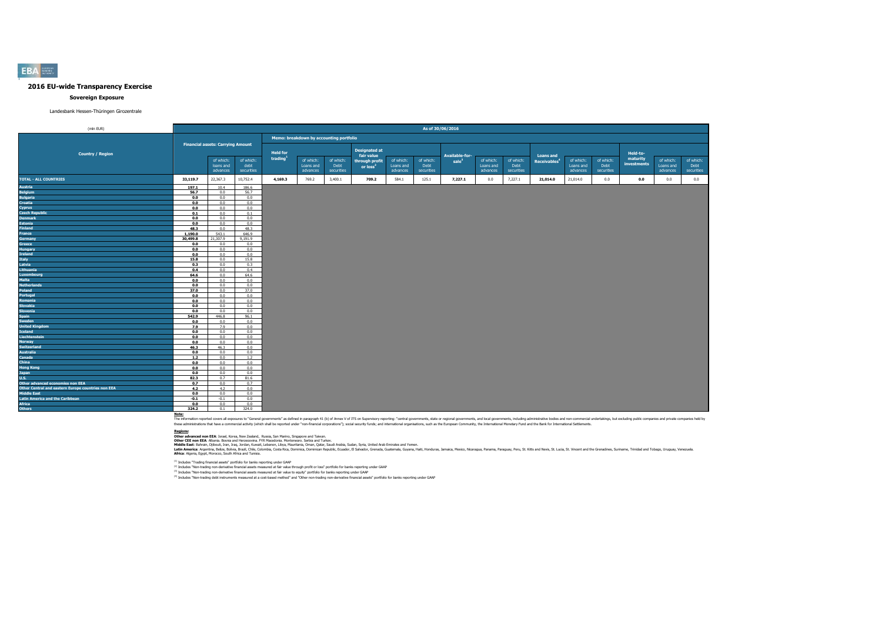# 2016 EU-wide Transparency Exercise

## Sovereign Exposure

Landesbank Hessen-Thüringen Girozentrale

| (mln EUR) | As of 30/06/2016 | | | | | | | | | | | | | | | | | |
|---|---|---|---|---|---|---|---|---|---|---|---|---|---|---|---|---|---|---|
| | | | | Memo: breakdown by accounting portfolio | | | | | | | | | | | | | | |
| Country / Region | Financial assets: Carrying Amount | of which: loans and advances | of which: debt securities | Held for trading[1] | of which: Loans and advances | of which: Debt securities | Designated at fair value through profit or loss[2] | of which: Loans and advances | of which: Debt securities | Available-for-sale[3] | of which: Loans and advances | of which: Debt securities | Loans and Receivables[4] | of which: Loans and advances | of which: Debt securities | Held-to-maturity investments | of which: Loans and advances | of which: Debt securities |
| TOTAL - ALL COUNTRIES | 33,119.7 | 22,367.3 | 10,752.4 | 4,169.3 | 769.2 | 3,400.1 | 709.2 | 584.1 | 125.1 | 7,227.1 | 0.0 | 7,227.1 | 21,014.0 | 21,014.0 | 0.0 | 0.0 | 0.0 | 0.0 |
| Austria | 197.1 | 10.4 | 186.6 | | | | | | | | | | | | | | | |
| Belgium | 56.7 | 0.0 | 56.7 | | | | | | | | | | | | | | | |
| Bulgaria | 0.0 | 0.0 | 0.0 | | | | | | | | | | | | | | | |
| Croatia | 0.0 | 0.0 | 0.0 | | | | | | | | | | | | | | | |
| Cyprus | 0.0 | 0.0 | 0.0 | | | | | | | | | | | | | | | |
| Czech Republic | 0.1 | 0.0 | 0.1 | | | | | | | | | | | | | | | |
| Denmark | 0.0 | 0.0 | 0.0 | | | | | | | | | | | | | | | |
| Estonia | 0.0 | 0.0 | 0.0 | | | | | | | | | | | | | | | |
| Finland | 48.3 | 0.0 | 48.3 | | | | | | | | | | | | | | | |
| France | 1,190.0 | 543.1 | 646.9 | | | | | | | | | | | | | | | |
| Germany | 30,499.8 | 21,307.9 | 9,191.9 | | | | | | | | | | | | | | | |
| Greece | 0.0 | 0.0 | 0.0 | | | | | | | | | | | | | | | |
| Hungary | 0.0 | 0.0 | 0.0 | | | | | | | | | | | | | | | |
| Ireland | 0.0 | 0.0 | 0.0 | | | | | | | | | | | | | | | |
| Italy | 15.8 | 0.0 | 15.8 | | | | | | | | | | | | | | | |
| Latvia | 0.3 | 0.0 | 0.3 | | | | | | | | | | | | | | | |
| Lithuania | 0.4 | 0.0 | 0.4 | | | | | | | | | | | | | | | |
| Luxembourg | 64.6 | 0.0 | 64.6 | | | | | | | | | | | | | | | |
| Malta | 0.0 | 0.0 | 0.0 | | | | | | | | | | | | | | | |
| Netherlands | 0.0 | 0.0 | 0.0 | | | | | | | | | | | | | | | |
| Poland | 37.0 | 0.0 | 37.0 | | | | | | | | | | | | | | | |
| Portugal | 0.0 | 0.0 | 0.0 | | | | | | | | | | | | | | | |
| Romania | 0.0 | 0.0 | 0.0 | | | | | | | | | | | | | | | |
| Slovakia | 0.0 | 0.0 | 0.0 | | | | | | | | | | | | | | | |
| Slovenia | 0.0 | 0.0 | 0.0 | | | | | | | | | | | | | | | |
| Spain | 542.9 | 446.8 | 96.1 | | | | | | | | | | | | | | | |
| Sweden | 0.0 | 0.0 | 0.0 | | | | | | | | | | | | | | | |
| United Kingdom | 7.9 | 7.9 | 0.0 | | | | | | | | | | | | | | | |
| Iceland | 0.0 | 0.0 | 0.0 | | | | | | | | | | | | | | | |
| Liechtenstein | 0.0 | 0.0 | 0.0 | | | | | | | | | | | | | | | |
| Norway | 0.0 | 0.0 | 0.0 | | | | | | | | | | | | | | | |
| Switzerland | 46.3 | 46.3 | 0.0 | | | | | | | | | | | | | | | |
| Australia | 0.0 | 0.0 | 0.0 | | | | | | | | | | | | | | | |
| Canada | 1.2 | 0.0 | 1.2 | | | | | | | | | | | | | | | |
| China | 0.0 | 0.0 | 0.0 | | | | | | | | | | | | | | | |
| Hong Kong | 0.0 | 0.0 | 0.0 | | | | | | | | | | | | | | | |
| Japan | 0.0 | 0.0 | 0.0 | | | | | | | | | | | | | | | |
| U.S. | 82.3 | 0.7 | 81.6 | | | | | | | | | | | | | | | |
| Other advanced economies non EEA | 0.7 | 0.0 | 0.7 | | | | | | | | | | | | | | | |
| Other Central and eastern Europe countries non EEA | 4.2 | 4.2 | 0.0 | | | | | | | | | | | | | | | |
| Middle East | 0.0 | 0.0 | 0.0 | | | | | | | | | | | | | | | |
| Latin America and the Caribbean | -0.1 | -0.1 | 0.0 | | | | | | | | | | | | | | | |
| Africa | 0.0 | 0.0 | 0.0 | | | | | | | | | | | | | | | |
| Others | 324.2 | 0.1 | 324.0 | | | | | | | | | | | | | | | |

**Note:**

The information reported covers all exposures to "General governments" as defined in paragraph 41 (b) of Annex V of ITS on Supervisory reporting: "central governments, state or regional governments, and local governments, including administrative bodies and non-commercial undertakings, but excluding public companies and private companies held by these administrations that have a commercial activity (which shall be reported under "non-financial corporations"); social security funds; and international organisations, such as the European Community, the International Monetary Fund and the Bank for International Settlements.

**Regions:**

**Other advanced non EEA:** Israel, Korea, New Zealand, Russia, San Marino, Singapore and Taiwan.
**Other CEE non EEA:** Albania. Bosnia and Herzegovina. FYR Macedonia. Montenegro. Serbia and Turkey.
**Middle East:** Bahrain, Djibouti, Iran, Iraq, Jordan, Kuwait, Lebanon, Libya, Mauritania, Oman, Qatar, Saudi Arabia, Sudan, Syria, United Arab Emirates and Yemen.
**Latin America:** Argentina, Belize, Bolivia, Brazil, Chile, Colombia, Costa Rica, Dominica, Dominican Republic, Ecuador, El Salvador, Grenada, Guatemala, Guyana, Haiti, Honduras, Jamaica, Mexico, Nicaragua, Panama, Paraguay, Peru, St. Kitts and Nevis, St. Lucia, St. Vincent and the Grenadines, Suriname, Trinidad and Tobago, Uruguay, Venezuela.
**Africa:** Algeria, Egypt, Morocco, South Africa and Tunisia.

[1] Includes "Trading financial assets" portfolio for banks reporting under GAAP

[2] Includes "Non-trading non-derivative financial assets measured at fair value through profit or loss" portfolio for banks reporting under GAAP

[3] Includes "Non-trading non-derivative financial assets measured at fair value to equity" portfolio for banks reporting under GAAP

[4] Includes "Non-trading debt instruments measured at a cost-based method" and "Other non-trading non-derivative financial assets" portfolio for banks reporting under GAAP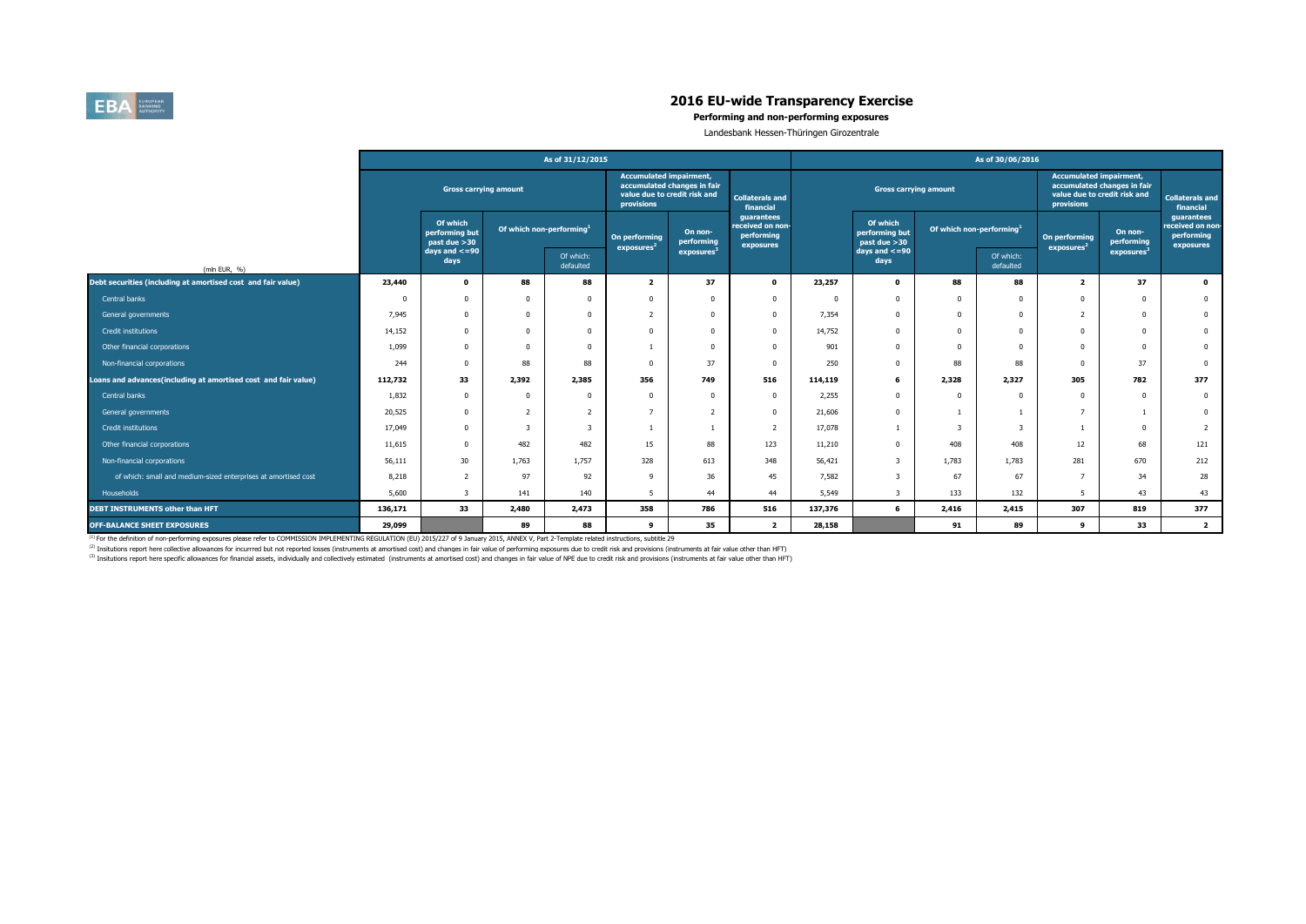# 2016 EU-wide Transparency Exercise

**Performing and non-performing exposures**

Landesbank Hessen-Thüringen Girozentrale

| (mln EUR, %) | As of 31/12/2015 | | | | | | | As of 30/06/2016 | | | | | | |
|---|---|---|---|---|---|---|---|---|---|---|---|---|---|---|
| | Gross carrying amount | | | | Accumulated impairment, accumulated changes in fair value due to credit risk and provisions | | Collaterals and financial guarantees received on non-performing exposures | Gross carrying amount | | | | Accumulated impairment, accumulated changes in fair value due to credit risk and provisions | | Collaterals and financial guarantees received on non-performing exposures |
| | | Of which performing but past due >30 days and <=90 days | Of which non-performing[1] | | On performing exposures[2] | On non-performing exposures[3] | | | Of which performing but past due >30 days and <=90 days | Of which non-performing[1] | | On performing exposures[2] | On non-performing exposures[3] | |
| | | | | Of which: defaulted | | | | | | | Of which: defaulted | | | |
| **Debt securities (including at amortised cost and fair value)** | **23,440** | **0** | **88** | **88** | **2** | **37** | **0** | **23,257** | **0** | **88** | **88** | **2** | **37** | **0** |
| Central banks | 0 | 0 | 0 | 0 | 0 | 0 | 0 | 0 | 0 | 0 | 0 | 0 | 0 | 0 |
| General governments | 7,945 | 0 | 0 | 0 | 2 | 0 | 0 | 7,354 | 0 | 0 | 0 | 2 | 0 | 0 |
| Credit institutions | 14,152 | 0 | 0 | 0 | 0 | 0 | 0 | 14,752 | 0 | 0 | 0 | 0 | 0 | 0 |
| Other financial corporations | 1,099 | 0 | 0 | 0 | 1 | 0 | 0 | 901 | 0 | 0 | 0 | 0 | 0 | 0 |
| Non-financial corporations | 244 | 0 | 88 | 88 | 0 | 37 | 0 | 250 | 0 | 88 | 88 | 0 | 37 | 0 |
| **Loans and advances(including at amortised cost and fair value)** | **112,732** | **33** | **2,392** | **2,385** | **356** | **749** | **516** | **114,119** | **6** | **2,328** | **2,327** | **305** | **782** | **377** |
| Central banks | 1,832 | 0 | 0 | 0 | 0 | 0 | 0 | 2,255 | 0 | 0 | 0 | 0 | 0 | 0 |
| General governments | 20,525 | 0 | 2 | 2 | 7 | 2 | 0 | 21,606 | 0 | 1 | 1 | 7 | 1 | 0 |
| Credit institutions | 17,049 | 0 | 3 | 3 | 1 | 1 | 2 | 17,078 | 1 | 3 | 3 | 1 | 0 | 2 |
| Other financial corporations | 11,615 | 0 | 482 | 482 | 15 | 88 | 123 | 11,210 | 0 | 408 | 408 | 12 | 68 | 121 |
| Non-financial corporations | 56,111 | 30 | 1,763 | 1,757 | 328 | 613 | 348 | 56,421 | 3 | 1,783 | 1,783 | 281 | 670 | 212 |
| of which: small and medium-sized enterprises at amortised cost | 8,218 | 2 | 97 | 92 | 9 | 36 | 45 | 7,582 | 3 | 67 | 67 | 7 | 34 | 28 |
| Households | 5,600 | 3 | 141 | 140 | 5 | 44 | 44 | 5,549 | 3 | 133 | 132 | 5 | 43 | 43 |
| **DEBT INSTRUMENTS other than HFT** | **136,171** | **33** | **2,480** | **2,473** | **358** | **786** | **516** | **137,376** | **6** | **2,416** | **2,415** | **307** | **819** | **377** |
| **OFF-BALANCE SHEET EXPOSURES** | **29,099** | | **89** | **88** | **9** | **35** | **2** | **28,158** | | **91** | **89** | **9** | **33** | **2** |

[1] For the definition of non-performing exposures please refer to COMMISSION IMPLEMENTING REGULATION (EU) 2015/227 of 9 January 2015, ANNEX V, Part 2-Template related instructions, subtitle 29

[2] Insitutions report here collective allowances for incurrred but not reported losses (instruments at amortised cost) and changes in fair value of performing exposures due to credit risk and provisions (instruments at fair value other than HFT)

[3] Insitutions report here specific allowances for financial assets, individually and collectively estimated (instruments at amortised cost) and changes in fair value of NPE due to credit risk and provisions (instruments at fair value other than HFT)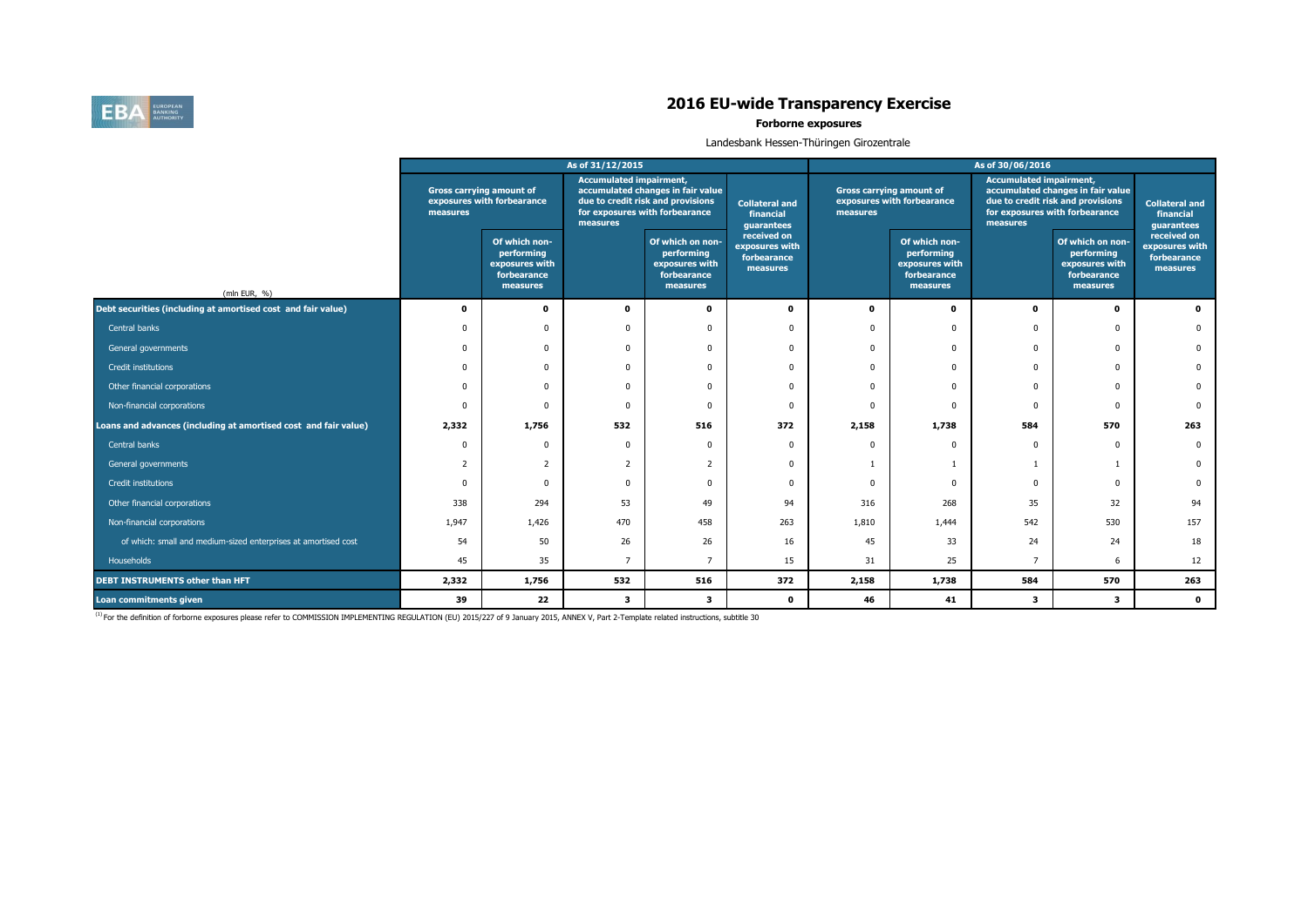# 2016 EU-wide Transparency Exercise

**Forborne exposures**

Landesbank Hessen-Thüringen Girozentrale

| (mln EUR, %) | As of 31/12/2015 | | | | | As of 30/06/2016 | | | | |
|---|---|---|---|---|---|---|---|---|---|---|
| | Gross carrying amount of exposures with forbearance measures | | Accumulated impairment, accumulated changes in fair value due to credit risk and provisions for exposures with forbearance measures | | Collateral and financial guarantees received on exposures with forbearance measures | Gross carrying amount of exposures with forbearance measures | | Accumulated impairment, accumulated changes in fair value due to credit risk and provisions for exposures with forbearance measures | | Collateral and financial guarantees received on exposures with forbearance measures |
| | | Of which non-performing exposures with forbearance measures | | Of which on non-performing exposures with forbearance measures | | | Of which non-performing exposures with forbearance measures | | Of which on non-performing exposures with forbearance measures | |
| **Debt securities (including at amortised cost and fair value)** | **0** | **0** | **0** | **0** | **0** | **0** | **0** | **0** | **0** | **0** |
| Central banks | 0 | 0 | 0 | 0 | 0 | 0 | 0 | 0 | 0 | 0 |
| General governments | 0 | 0 | 0 | 0 | 0 | 0 | 0 | 0 | 0 | 0 |
| Credit institutions | 0 | 0 | 0 | 0 | 0 | 0 | 0 | 0 | 0 | 0 |
| Other financial corporations | 0 | 0 | 0 | 0 | 0 | 0 | 0 | 0 | 0 | 0 |
| Non-financial corporations | 0 | 0 | 0 | 0 | 0 | 0 | 0 | 0 | 0 | 0 |
| **Loans and advances (including at amortised cost and fair value)** | **2,332** | **1,756** | **532** | **516** | **372** | **2,158** | **1,738** | **584** | **570** | **263** |
| Central banks | 0 | 0 | 0 | 0 | 0 | 0 | 0 | 0 | 0 | 0 |
| General governments | 2 | 2 | 2 | 2 | 0 | 1 | 1 | 1 | 1 | 0 |
| Credit institutions | 0 | 0 | 0 | 0 | 0 | 0 | 0 | 0 | 0 | 0 |
| Other financial corporations | 338 | 294 | 53 | 49 | 94 | 316 | 268 | 35 | 32 | 94 |
| Non-financial corporations | 1,947 | 1,426 | 470 | 458 | 263 | 1,810 | 1,444 | 542 | 530 | 157 |
| of which: small and medium-sized enterprises at amortised cost | 54 | 50 | 26 | 26 | 16 | 45 | 33 | 24 | 24 | 18 |
| Households | 45 | 35 | 7 | 7 | 15 | 31 | 25 | 7 | 6 | 12 |
| **DEBT INSTRUMENTS other than HFT** | **2,332** | **1,756** | **532** | **516** | **372** | **2,158** | **1,738** | **584** | **570** | **263** |
| **Loan commitments given** | **39** | **22** | **3** | **3** | **0** | **46** | **41** | **3** | **3** | **0** |

[1] For the definition of forborne exposures please refer to COMMISSION IMPLEMENTING REGULATION (EU) 2015/227 of 9 January 2015, ANNEX V, Part 2-Template related instructions, subtitle 30